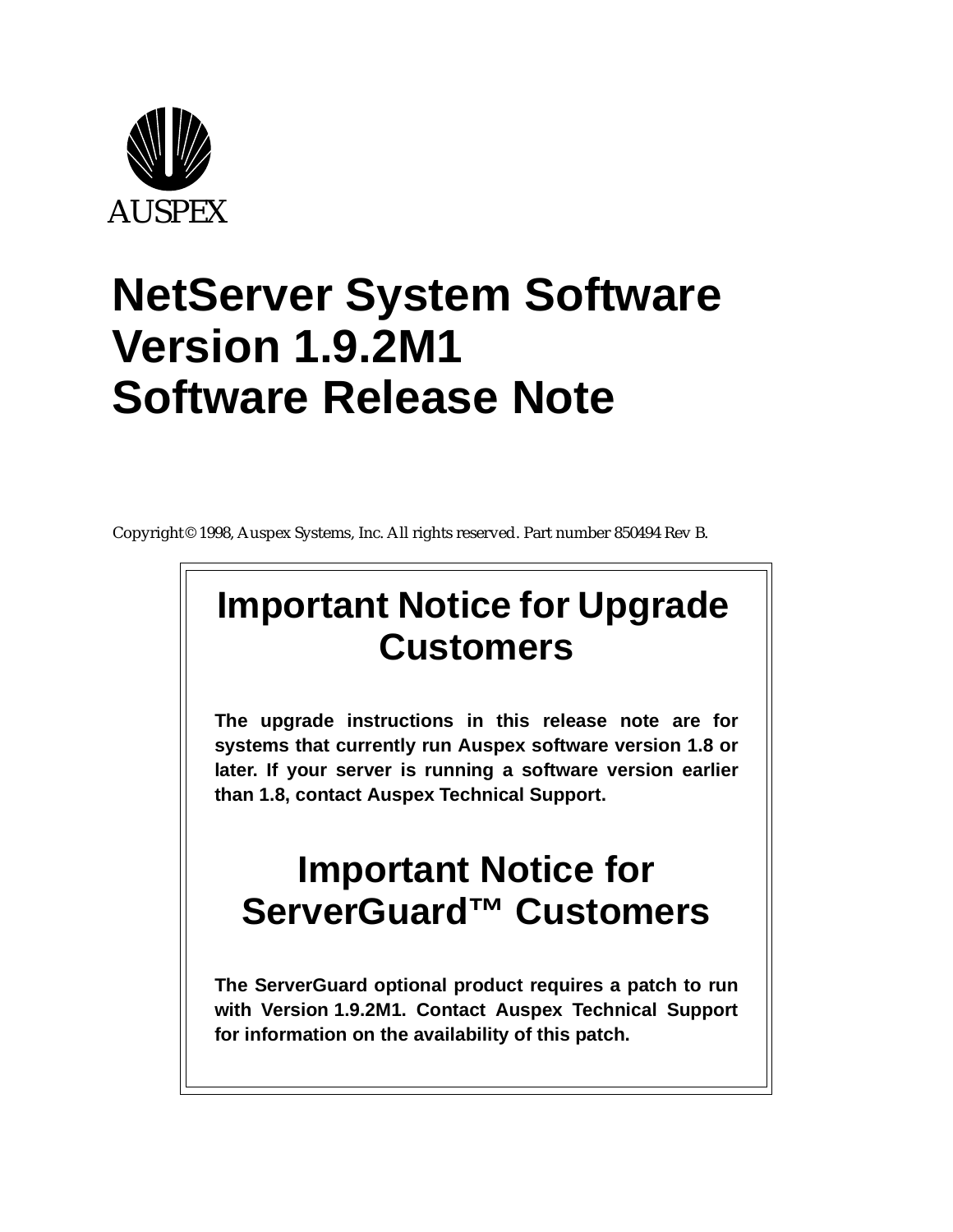AUSPEX

# NetServer System Software Version 1.9.2M1 Software Release Note

Copyright© 1998, Auspex Systems, Inc. All rights reserved. Part number 850494 Rev B.

## Important Notice for Upgrade Customers

**The upgrade instructions in this release note are for systems that currently run Auspex software version 1.8 or later. If your server is running a software version earlier than 1.8, contact Auspex Technical Support.**

## Important Notice for ServerGuard™ Customers

**The ServerGuard optional product requires a patch to run with Version 1.9.2M1. Contact Auspex Technical Support for information on the availability of this patch.**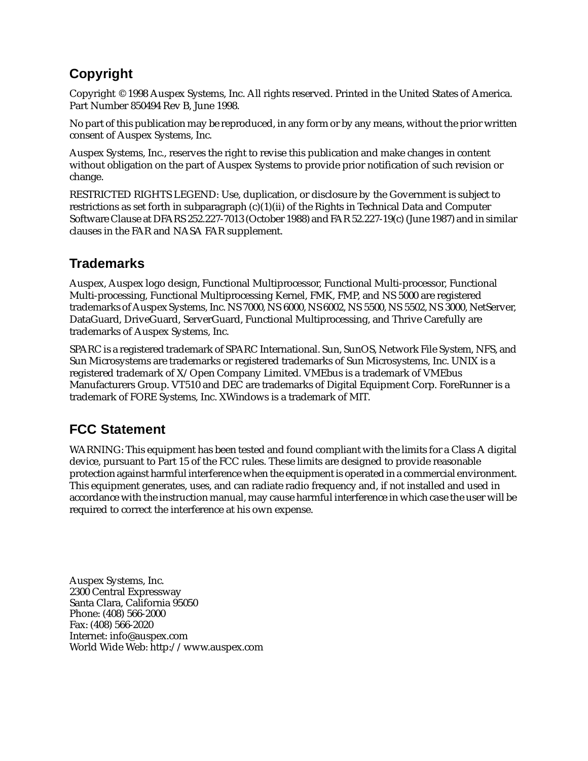## Copyright

Copyright © 1998 Auspex Systems, Inc. All rights reserved. Printed in the United States of America. Part Number 850494 Rev B, June 1998.

No part of this publication may be reproduced, in any form or by any means, without the prior written consent of Auspex Systems, Inc.

Auspex Systems, Inc., reserves the right to revise this publication and make changes in content without obligation on the part of Auspex Systems to provide prior notification of such revision or change.

RESTRICTED RIGHTS LEGEND: Use, duplication, or disclosure by the Government is subject to restrictions as set forth in subparagraph (c)(1)(ii) of the Rights in Technical Data and Computer Software Clause at DFARS 252.227-7013 (October 1988) and FAR 52.227-19(c) (June 1987) and in similar clauses in the FAR and NASA FAR supplement.

## Trademarks

Auspex, Auspex logo design, Functional Multiprocessor, Functional Multi-processor, Functional Multi-processing, Functional Multiprocessing Kernel, FMK, FMP, and NS 5000 are registered trademarks of Auspex Systems, Inc. NS 7000, NS 6000, NS 6002, NS 5500, NS 5502, NS 3000, NetServer, DataGuard, DriveGuard, ServerGuard, Functional Multiprocessing, and Thrive Carefully are trademarks of Auspex Systems, Inc.

SPARC is a registered trademark of SPARC International. Sun, SunOS, Network File System, NFS, and Sun Microsystems are trademarks or registered trademarks of Sun Microsystems, Inc. UNIX is a registered trademark of X/Open Company Limited. VMEbus is a trademark of VMEbus Manufacturers Group. VT510 and DEC are trademarks of Digital Equipment Corp. ForeRunner is a trademark of FORE Systems, Inc. XWindows is a trademark of MIT.

## FCC Statement

WARNING: This equipment has been tested and found compliant with the limits for a Class A digital device, pursuant to Part 15 of the FCC rules. These limits are designed to provide reasonable protection against harmful interference when the equipment is operated in a commercial environment. This equipment generates, uses, and can radiate radio frequency and, if not installed and used in accordance with the instruction manual, may cause harmful interference in which case the user will be required to correct the interference at his own expense.

Auspex Systems, Inc.
2300 Central Expressway
Santa Clara, California 95050
Phone: (408) 566-2000
Fax: (408) 566-2020
Internet: info@auspex.com
World Wide Web: http://www.auspex.com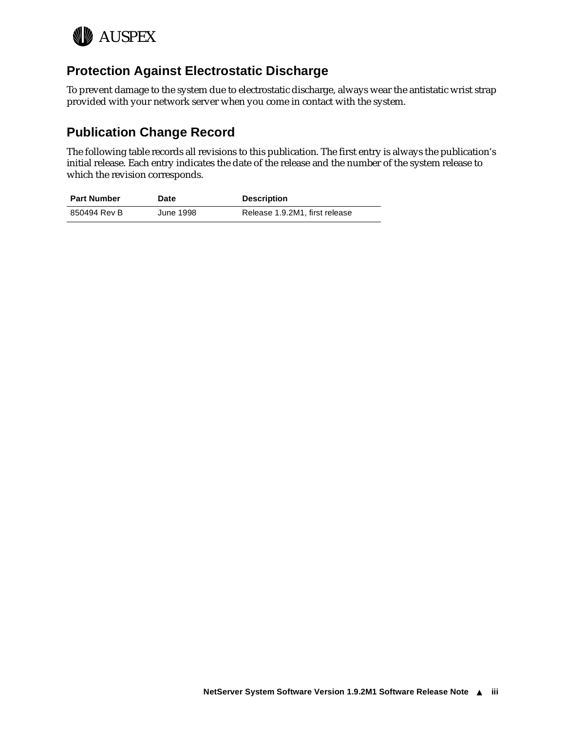## Protection Against Electrostatic Discharge

To prevent damage to the system due to electrostatic discharge, always wear the antistatic wrist strap provided with your network server when you come in contact with the system.

## Publication Change Record

The following table records all revisions to this publication. The first entry is always the publication's initial release. Each entry indicates the date of the release and the number of the system release to which the revision corresponds.

| Part Number | Date | Description |
|---|---|---|
| 850494 Rev B | June 1998 | Release 1.9.2M1, first release |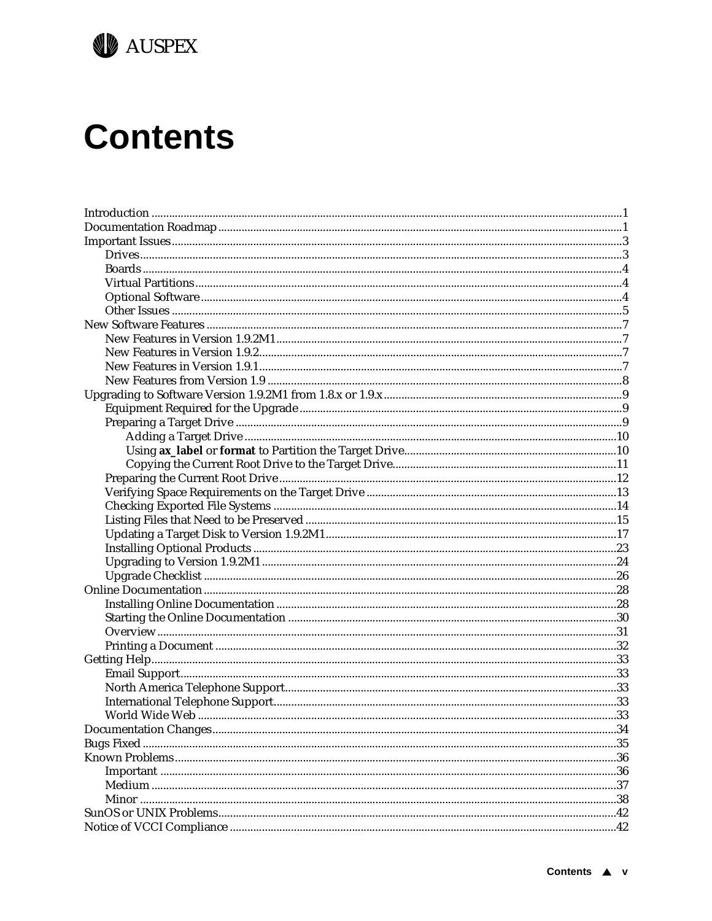# Contents

- Introduction ........ 1
- Documentation Roadmap ........ 1
- Important Issues ........ 3
  - Drives ........ 3
  - Boards ........ 4
  - Virtual Partitions ........ 4
  - Optional Software ........ 4
  - Other Issues ........ 5
- New Software Features ........ 7
  - New Features in Version 1.9.2M1 ........ 7
  - New Features in Version 1.9.2 ........ 7
  - New Features in Version 1.9.1 ........ 7
  - New Features from Version 1.9 ........ 8
- Upgrading to Software Version 1.9.2M1 from 1.8.x or 1.9.x ........ 9
  - Equipment Required for the Upgrade ........ 9
  - Preparing a Target Drive ........ 9
    - Adding a Target Drive ........ 10
    - Using **ax_label** or **format** to Partition the Target Drive ........ 10
    - Copying the Current Root Drive to the Target Drive ........ 11
  - Preparing the Current Root Drive ........ 12
  - Verifying Space Requirements on the Target Drive ........ 13
  - Checking Exported File Systems ........ 14
  - Listing Files that Need to be Preserved ........ 15
  - Updating a Target Disk to Version 1.9.2M1 ........ 17
  - Installing Optional Products ........ 23
  - Upgrading to Version 1.9.2M1 ........ 24
  - Upgrade Checklist ........ 26
- Online Documentation ........ 28
  - Installing Online Documentation ........ 28
  - Starting the Online Documentation ........ 30
  - Overview ........ 31
  - Printing a Document ........ 32
- Getting Help ........ 33
  - Email Support ........ 33
  - North America Telephone Support ........ 33
  - International Telephone Support ........ 33
  - World Wide Web ........ 33
- Documentation Changes ........ 34
- Bugs Fixed ........ 35
- Known Problems ........ 36
  - Important ........ 36
  - Medium ........ 37
  - Minor ........ 38
- SunOS or UNIX Problems ........ 42
- Notice of VCCI Compliance ........ 42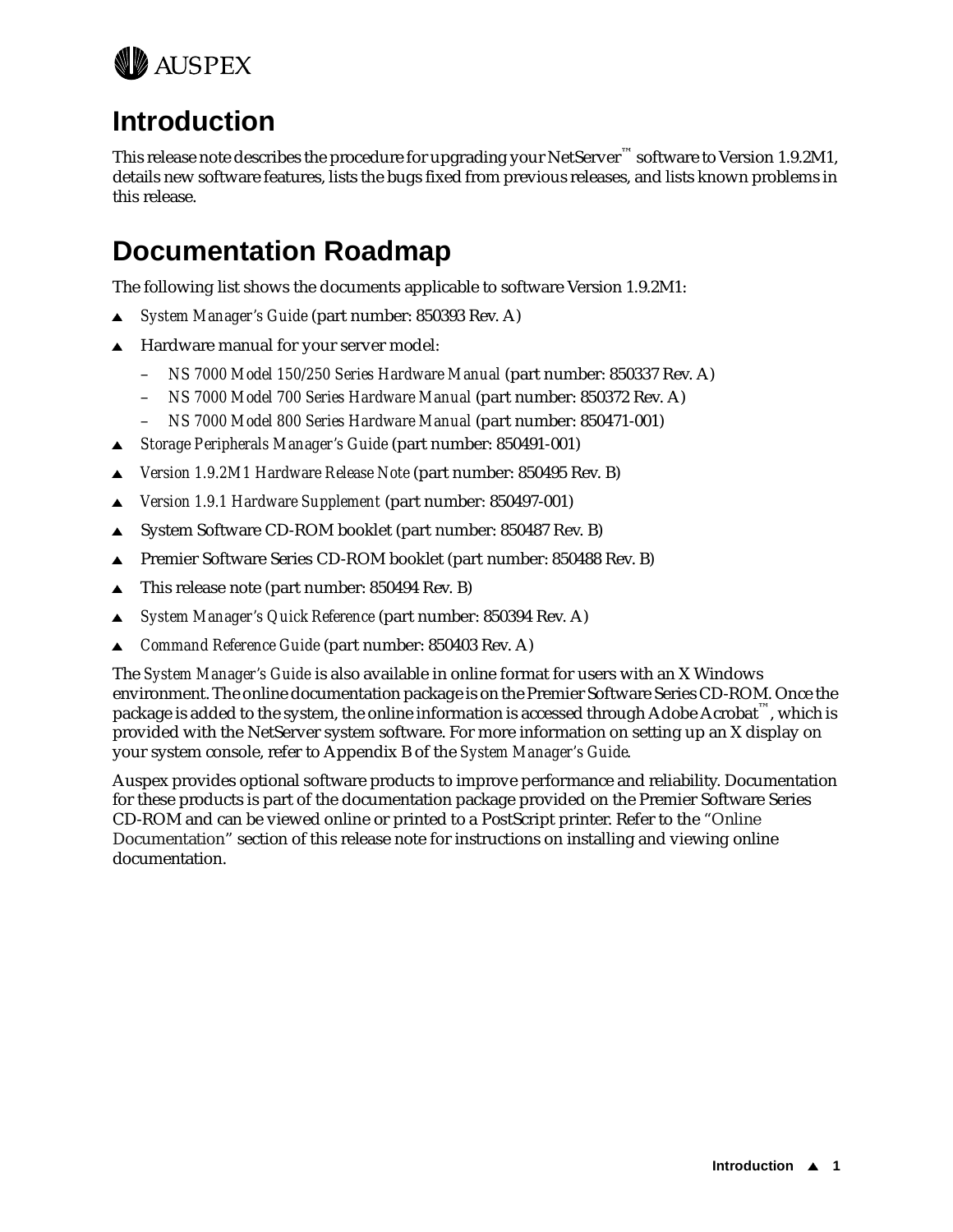# Introduction

This release note describes the procedure for upgrading your NetServer™ software to Version 1.9.2M1, details new software features, lists the bugs fixed from previous releases, and lists known problems in this release.

# Documentation Roadmap

The following list shows the documents applicable to software Version 1.9.2M1:

- *System Manager's Guide* (part number: 850393 Rev. A)
- Hardware manual for your server model:
  - *NS 7000 Model 150/250 Series Hardware Manual* (part number: 850337 Rev. A)
  - *NS 7000 Model 700 Series Hardware Manual* (part number: 850372 Rev. A)
  - *NS 7000 Model 800 Series Hardware Manual* (part number: 850471-001)
- *Storage Peripherals Manager's Guide* (part number: 850491-001)
- *Version 1.9.2M1 Hardware Release Note* (part number: 850495 Rev. B)
- *Version 1.9.1 Hardware Supplement* (part number: 850497-001)
- System Software CD-ROM booklet (part number: 850487 Rev. B)
- Premier Software Series CD-ROM booklet (part number: 850488 Rev. B)
- This release note (part number: 850494 Rev. B)
- *System Manager's Quick Reference* (part number: 850394 Rev. A)
- *Command Reference Guide* (part number: 850403 Rev. A)

The *System Manager's Guide* is also available in online format for users with an X Windows environment. The online documentation package is on the Premier Software Series CD-ROM. Once the package is added to the system, the online information is accessed through Adobe Acrobat™, which is provided with the NetServer system software. For more information on setting up an X display on your system console, refer to Appendix B of the *System Manager's Guide*.

Auspex provides optional software products to improve performance and reliability. Documentation for these products is part of the documentation package provided on the Premier Software Series CD-ROM and can be viewed online or printed to a PostScript printer. Refer to the "Online Documentation" section of this release note for instructions on installing and viewing online documentation.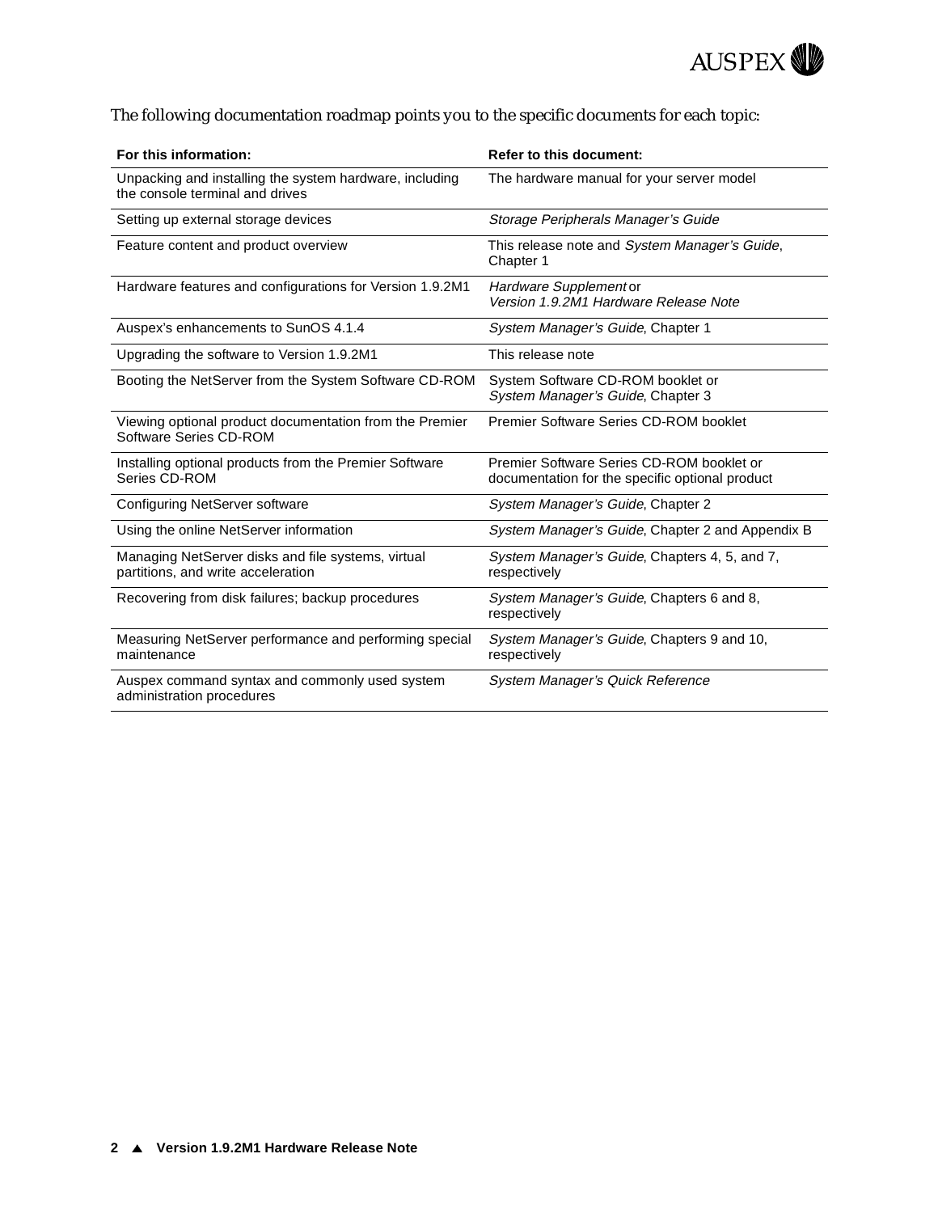The following documentation roadmap points you to the specific documents for each topic:

| For this information: | Refer to this document: |
| --- | --- |
| Unpacking and installing the system hardware, including the console terminal and drives | The hardware manual for your server model |
| Setting up external storage devices | *Storage Peripherals Manager's Guide* |
| Feature content and product overview | This release note and *System Manager's Guide*, Chapter 1 |
| Hardware features and configurations for Version 1.9.2M1 | *Hardware Supplement* or *Version 1.9.2M1 Hardware Release Note* |
| Auspex's enhancements to SunOS 4.1.4 | *System Manager's Guide*, Chapter 1 |
| Upgrading the software to Version 1.9.2M1 | This release note |
| Booting the NetServer from the System Software CD-ROM | System Software CD-ROM booklet or *System Manager's Guide*, Chapter 3 |
| Viewing optional product documentation from the Premier Software Series CD-ROM | Premier Software Series CD-ROM booklet |
| Installing optional products from the Premier Software Series CD-ROM | Premier Software Series CD-ROM booklet or documentation for the specific optional product |
| Configuring NetServer software | *System Manager's Guide*, Chapter 2 |
| Using the online NetServer information | *System Manager's Guide*, Chapter 2 and Appendix B |
| Managing NetServer disks and file systems, virtual partitions, and write acceleration | *System Manager's Guide*, Chapters 4, 5, and 7, respectively |
| Recovering from disk failures; backup procedures | *System Manager's Guide*, Chapters 6 and 8, respectively |
| Measuring NetServer performance and performing special maintenance | *System Manager's Guide*, Chapters 9 and 10, respectively |
| Auspex command syntax and commonly used system administration procedures | *System Manager's Quick Reference* |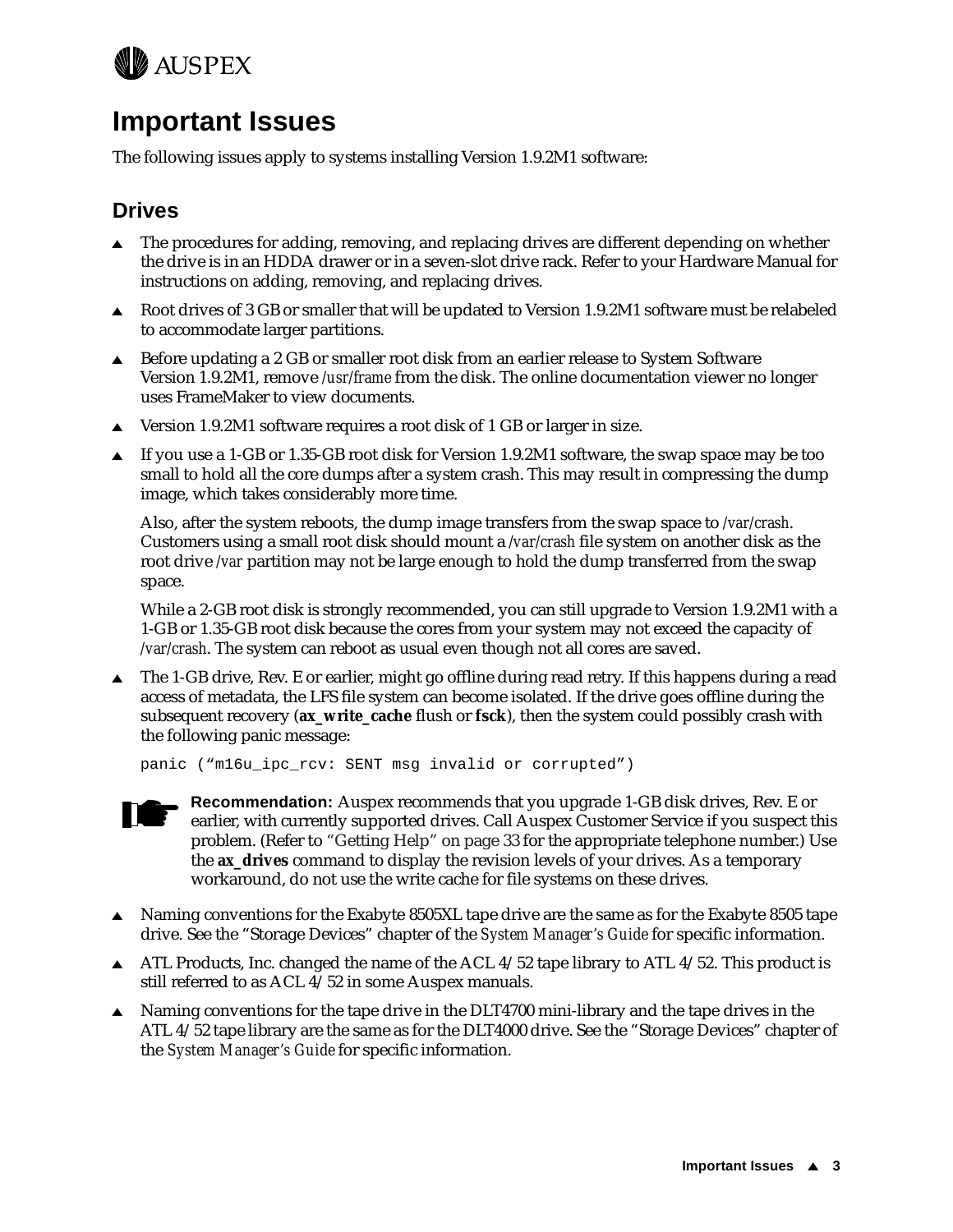# Important Issues

The following issues apply to systems installing Version 1.9.2M1 software:

## Drives

- The procedures for adding, removing, and replacing drives are different depending on whether the drive is in an HDDA drawer or in a seven-slot drive rack. Refer to your Hardware Manual for instructions on adding, removing, and replacing drives.
- Root drives of 3 GB or smaller that will be updated to Version 1.9.2M1 software must be relabeled to accommodate larger partitions.
- Before updating a 2 GB or smaller root disk from an earlier release to System Software Version 1.9.2M1, remove */usr/frame* from the disk. The online documentation viewer no longer uses FrameMaker to view documents.
- Version 1.9.2M1 software requires a root disk of 1 GB or larger in size.
- If you use a 1-GB or 1.35-GB root disk for Version 1.9.2M1 software, the swap space may be too small to hold all the core dumps after a system crash. This may result in compressing the dump image, which takes considerably more time.

  Also, after the system reboots, the dump image transfers from the swap space to */var/crash*. Customers using a small root disk should mount a */var/crash* file system on another disk as the root drive */var* partition may not be large enough to hold the dump transferred from the swap space.

  While a 2-GB root disk is strongly recommended, you can still upgrade to Version 1.9.2M1 with a 1-GB or 1.35-GB root disk because the cores from your system may not exceed the capacity of */var/crash*. The system can reboot as usual even though not all cores are saved.
- The 1-GB drive, Rev. E or earlier, might go offline during read retry. If this happens during a read access of metadata, the LFS file system can become isolated. If the drive goes offline during the subsequent recovery (**ax_write_cache** flush or **fsck**), then the system could possibly crash with the following panic message:

  ```
  panic ("m16u_ipc_rcv: SENT msg invalid or corrupted")
  ```

  **Recommendation:** Auspex recommends that you upgrade 1-GB disk drives, Rev. E or earlier, with currently supported drives. Call Auspex Customer Service if you suspect this problem. (Refer to "Getting Help" on page 33 for the appropriate telephone number.) Use the **ax_drives** command to display the revision levels of your drives. As a temporary workaround, do not use the write cache for file systems on these drives.
- Naming conventions for the Exabyte 8505XL tape drive are the same as for the Exabyte 8505 tape drive. See the "Storage Devices" chapter of the *System Manager's Guide* for specific information.
- ATL Products, Inc. changed the name of the ACL 4/52 tape library to ATL 4/52. This product is still referred to as ACL 4/52 in some Auspex manuals.
- Naming conventions for the tape drive in the DLT4700 mini-library and the tape drives in the ATL 4/52 tape library are the same as for the DLT4000 drive. See the "Storage Devices" chapter of the *System Manager's Guide* for specific information.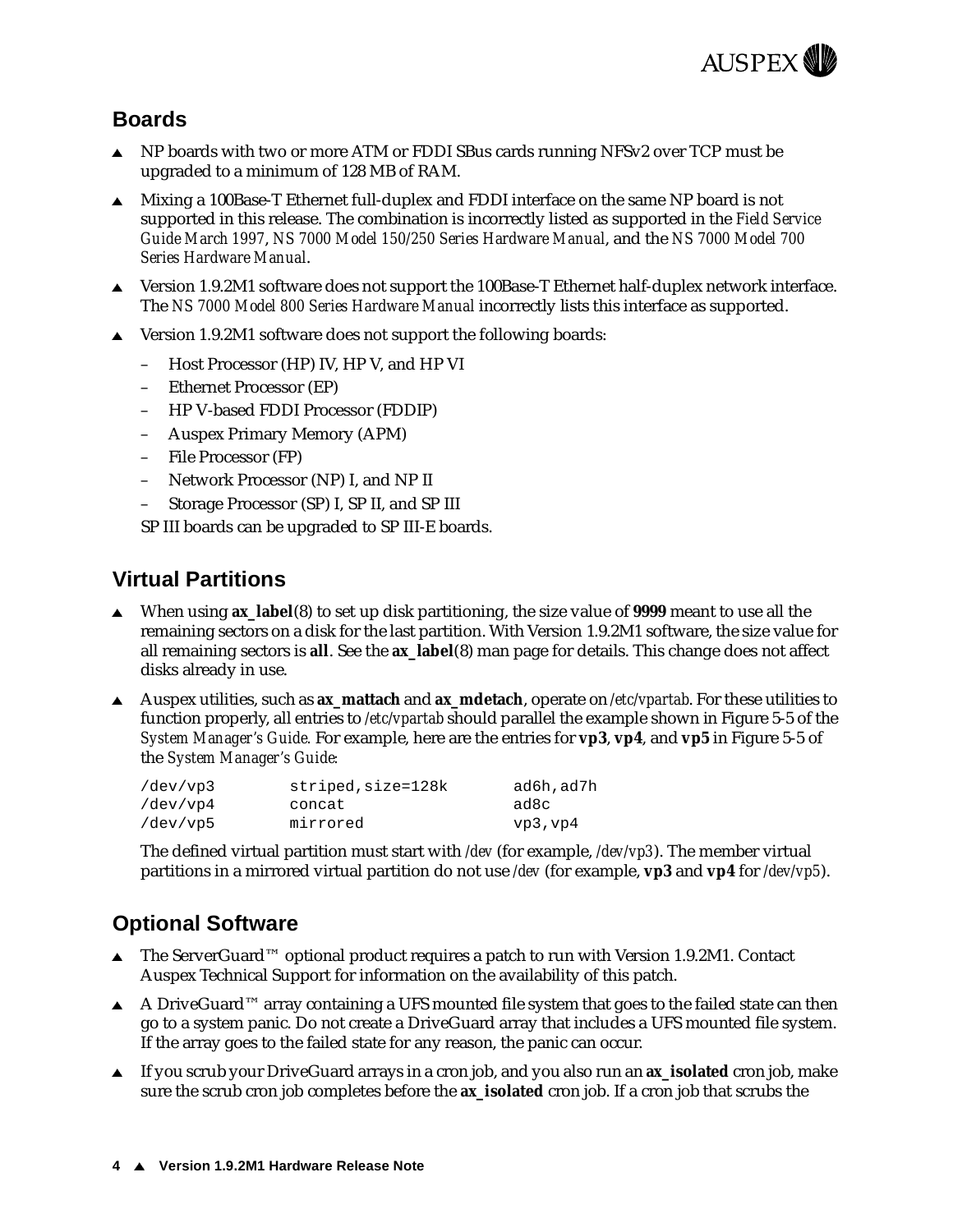## Boards

- NP boards with two or more ATM or FDDI SBus cards running NFSv2 over TCP must be upgraded to a minimum of 128 MB of RAM.
- Mixing a 100Base-T Ethernet full-duplex and FDDI interface on the same NP board is not supported in this release. The combination is incorrectly listed as supported in the *Field Service Guide March 1997*, *NS 7000 Model 150/250 Series Hardware Manual*, and the *NS 7000 Model 700 Series Hardware Manual*.
- Version 1.9.2M1 software does not support the 100Base-T Ethernet half-duplex network interface. The *NS 7000 Model 800 Series Hardware Manual* incorrectly lists this interface as supported.
- Version 1.9.2M1 software does not support the following boards:
  - Host Processor (HP) IV, HP V, and HP VI
  - Ethernet Processor (EP)
  - HP V-based FDDI Processor (FDDIP)
  - Auspex Primary Memory (APM)
  - File Processor (FP)
  - Network Processor (NP) I, and NP II
  - Storage Processor (SP) I, SP II, and SP III

  SP III boards can be upgraded to SP III-E boards.

## Virtual Partitions

- When using **ax_label**(8) to set up disk partitioning, the size value of **9999** meant to use all the remaining sectors on a disk for the last partition. With Version 1.9.2M1 software, the size value for all remaining sectors is **all**. See the **ax_label**(8) man page for details. This change does not affect disks already in use.
- Auspex utilities, such as **ax_mattach** and **ax_mdetach**, operate on */etc/vpartab*. For these utilities to function properly, all entries to */etc/vpartab* should parallel the example shown in Figure 5-5 of the *System Manager's Guide*. For example, here are the entries for **vp3**, **vp4**, and **vp5** in Figure 5-5 of the *System Manager's Guide*:

  ```
  /dev/vp3        striped,size=128k       ad6h,ad7h
  /dev/vp4        concat                  ad8c
  /dev/vp5        mirrored                vp3,vp4
  ```

  The defined virtual partition must start with */dev* (for example, */dev/vp3*). The member virtual partitions in a mirrored virtual partition do not use */dev* (for example, **vp3** and **vp4** for */dev/vp5*).

## Optional Software

- The ServerGuard™ optional product requires a patch to run with Version 1.9.2M1. Contact Auspex Technical Support for information on the availability of this patch.
- A DriveGuard™ array containing a UFS mounted file system that goes to the failed state can then go to a system panic. Do not create a DriveGuard array that includes a UFS mounted file system. If the array goes to the failed state for any reason, the panic can occur.
- If you scrub your DriveGuard arrays in a cron job, and you also run an **ax_isolated** cron job, make sure the scrub cron job completes before the **ax_isolated** cron job. If a cron job that scrubs the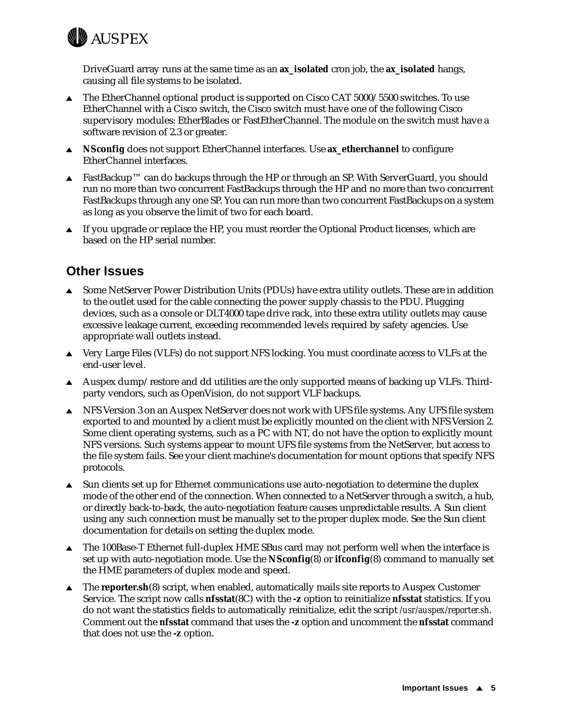DriveGuard array runs at the same time as an **ax_isolated** cron job, the **ax_isolated** hangs, causing all file systems to be isolated.

- The EtherChannel optional product is supported on Cisco CAT 5000/5500 switches. To use EtherChannel with a Cisco switch, the Cisco switch must have one of the following Cisco supervisory modules: EtherBlades or FastEtherChannel. The module on the switch must have a software revision of 2.3 or greater.
- **NSconfig** does not support EtherChannel interfaces. Use **ax_etherchannel** to configure EtherChannel interfaces.
- FastBackup™ can do backups through the HP or through an SP. With ServerGuard, you should run no more than two concurrent FastBackups through the HP and no more than two concurrent FastBackups through any one SP. You can run more than two concurrent FastBackups on a system as long as you observe the limit of two for each board.
- If you upgrade or replace the HP, you must reorder the Optional Product licenses, which are based on the HP serial number.

## Other Issues

- Some NetServer Power Distribution Units (PDUs) have extra utility outlets. These are in addition to the outlet used for the cable connecting the power supply chassis to the PDU. Plugging devices, such as a console or DLT4000 tape drive rack, into these extra utility outlets may cause excessive leakage current, exceeding recommended levels required by safety agencies. Use appropriate wall outlets instead.
- Very Large Files (VLFs) do not support NFS locking. You must coordinate access to VLFs at the end-user level.
- Auspex dump/restore and dd utilities are the only supported means of backing up VLFs. Third-party vendors, such as OpenVision, do not support VLF backups.
- NFS Version 3 on an Auspex NetServer does not work with UFS file systems. Any UFS file system exported to and mounted by a client must be explicitly mounted on the client with NFS Version 2. Some client operating systems, such as a PC with NT, do not have the option to explicitly mount NFS versions. Such systems appear to mount UFS file systems from the NetServer, but access to the file system fails. See your client machine's documentation for mount options that specify NFS protocols.
- Sun clients set up for Ethernet communications use auto-negotiation to determine the duplex mode of the other end of the connection. When connected to a NetServer through a switch, a hub, or directly back-to-back, the auto-negotiation feature causes unpredictable results. A Sun client using any such connection must be manually set to the proper duplex mode. See the Sun client documentation for details on setting the duplex mode.
- The 100Base-T Ethernet full-duplex HME SBus card may not perform well when the interface is set up with auto-negotiation mode. Use the **NSconfig**(8) or **ifconfig**(8) command to manually set the HME parameters of duplex mode and speed.
- The **reporter.sh**(8) script, when enabled, automatically mails site reports to Auspex Customer Service. The script now calls **nfsstat**(8C) with the **-z** option to reinitialize **nfsstat** statistics. If you do not want the statistics fields to automatically reinitialize, edit the script */usr/auspex/reporter.sh*. Comment out the **nfsstat** command that uses the **-z** option and uncomment the **nfsstat** command that does not use the **-z** option.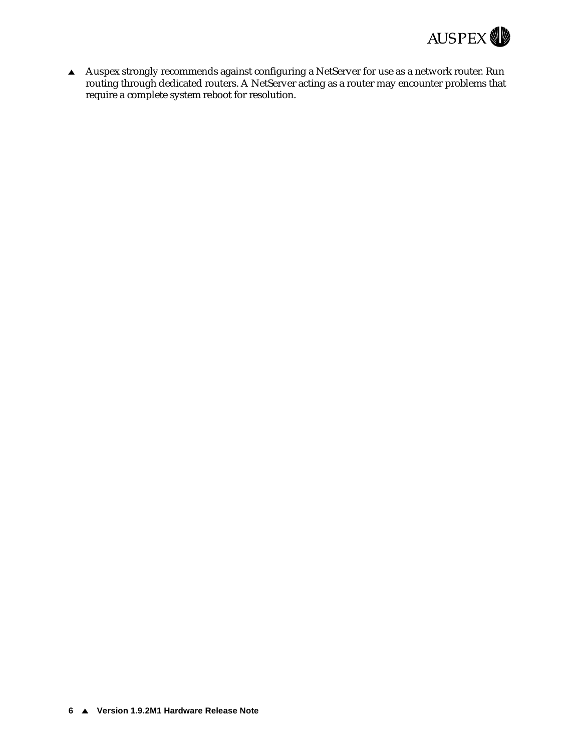- Auspex strongly recommends against configuring a NetServer for use as a network router. Run routing through dedicated routers. A NetServer acting as a router may encounter problems that require a complete system reboot for resolution.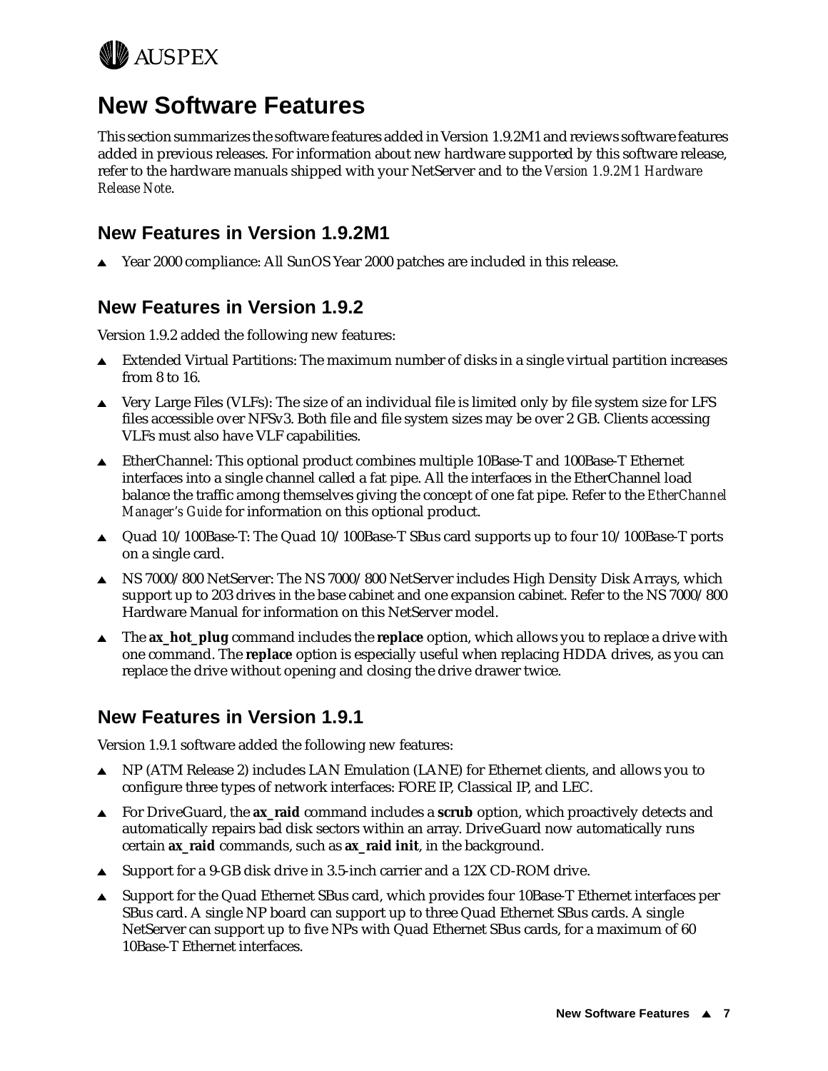# New Software Features

This section summarizes the software features added in Version 1.9.2M1 and reviews software features added in previous releases. For information about new hardware supported by this software release, refer to the hardware manuals shipped with your NetServer and to the *Version 1.9.2M1 Hardware Release Note*.

## New Features in Version 1.9.2M1

- Year 2000 compliance: All SunOS Year 2000 patches are included in this release.

## New Features in Version 1.9.2

Version 1.9.2 added the following new features:

- Extended Virtual Partitions: The maximum number of disks in a single virtual partition increases from 8 to 16.
- Very Large Files (VLFs): The size of an individual file is limited only by file system size for LFS files accessible over NFSv3. Both file and file system sizes may be over 2 GB. Clients accessing VLFs must also have VLF capabilities.
- EtherChannel: This optional product combines multiple 10Base-T and 100Base-T Ethernet interfaces into a single channel called a fat pipe. All the interfaces in the EtherChannel load balance the traffic among themselves giving the concept of one fat pipe. Refer to the *EtherChannel Manager's Guide* for information on this optional product.
- Quad 10/100Base-T: The Quad 10/100Base-T SBus card supports up to four 10/100Base-T ports on a single card.
- NS 7000/800 NetServer: The NS 7000/800 NetServer includes High Density Disk Arrays, which support up to 203 drives in the base cabinet and one expansion cabinet. Refer to the NS 7000/800 Hardware Manual for information on this NetServer model.
- The **ax_hot_plug** command includes the **replace** option, which allows you to replace a drive with one command. The **replace** option is especially useful when replacing HDDA drives, as you can replace the drive without opening and closing the drive drawer twice.

## New Features in Version 1.9.1

Version 1.9.1 software added the following new features:

- NP (ATM Release 2) includes LAN Emulation (LANE) for Ethernet clients, and allows you to configure three types of network interfaces: FORE IP, Classical IP, and LEC.
- For DriveGuard, the **ax_raid** command includes a **scrub** option, which proactively detects and automatically repairs bad disk sectors within an array. DriveGuard now automatically runs certain **ax_raid** commands, such as **ax_raid init**, in the background.
- Support for a 9-GB disk drive in 3.5-inch carrier and a 12X CD-ROM drive.
- Support for the Quad Ethernet SBus card, which provides four 10Base-T Ethernet interfaces per SBus card. A single NP board can support up to three Quad Ethernet SBus cards. A single NetServer can support up to five NPs with Quad Ethernet SBus cards, for a maximum of 60 10Base-T Ethernet interfaces.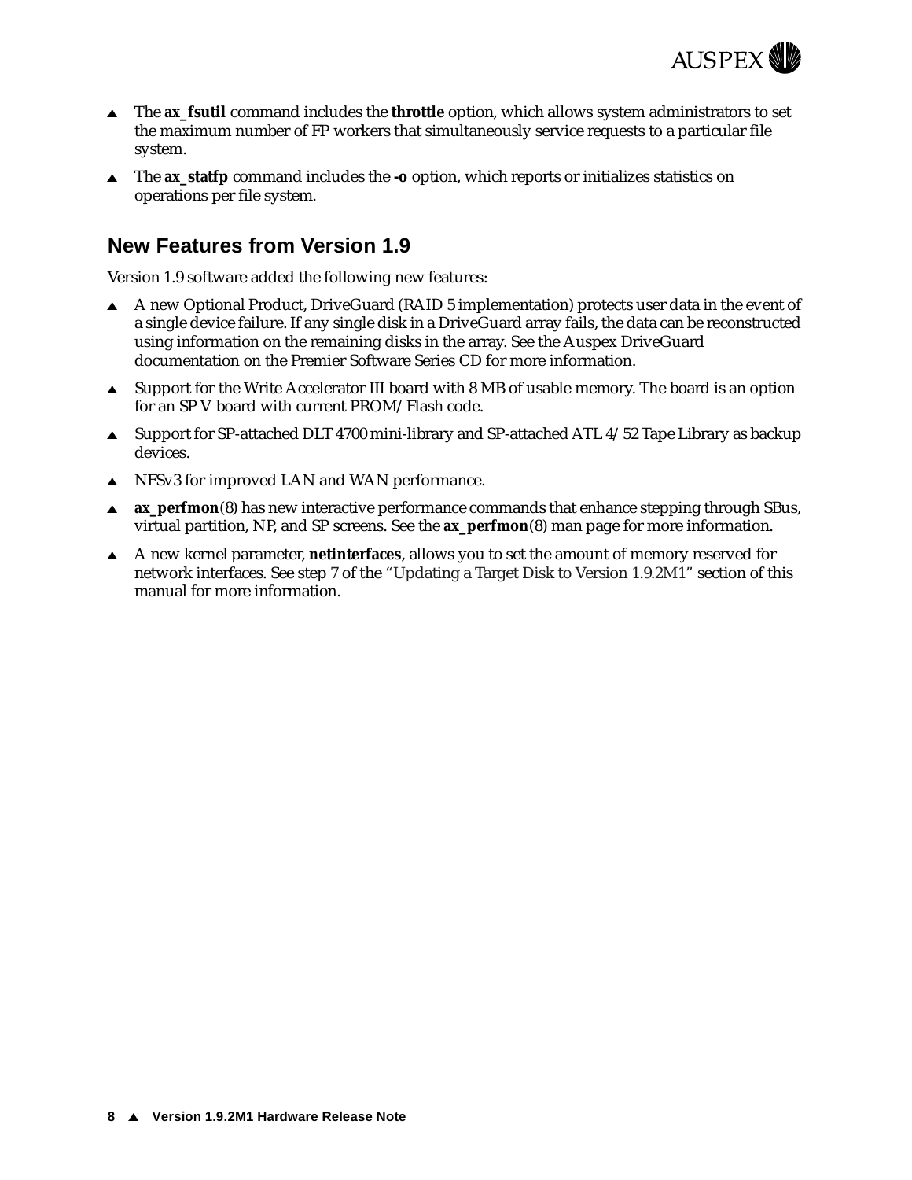- The **ax_fsutil** command includes the **throttle** option, which allows system administrators to set the maximum number of FP workers that simultaneously service requests to a particular file system.
- The **ax_statfp** command includes the **-o** option, which reports or initializes statistics on operations per file system.

## New Features from Version 1.9

Version 1.9 software added the following new features:

- A new Optional Product, DriveGuard (RAID 5 implementation) protects user data in the event of a single device failure. If any single disk in a DriveGuard array fails, the data can be reconstructed using information on the remaining disks in the array. See the Auspex DriveGuard documentation on the Premier Software Series CD for more information.
- Support for the Write Accelerator III board with 8 MB of usable memory. The board is an option for an SP V board with current PROM/Flash code.
- Support for SP-attached DLT 4700 mini-library and SP-attached ATL 4/52 Tape Library as backup devices.
- NFSv3 for improved LAN and WAN performance.
- **ax_perfmon**(8) has new interactive performance commands that enhance stepping through SBus, virtual partition, NP, and SP screens. See the **ax_perfmon**(8) man page for more information.
- A new kernel parameter, **netinterfaces**, allows you to set the amount of memory reserved for network interfaces. See step 7 of the "Updating a Target Disk to Version 1.9.2M1" section of this manual for more information.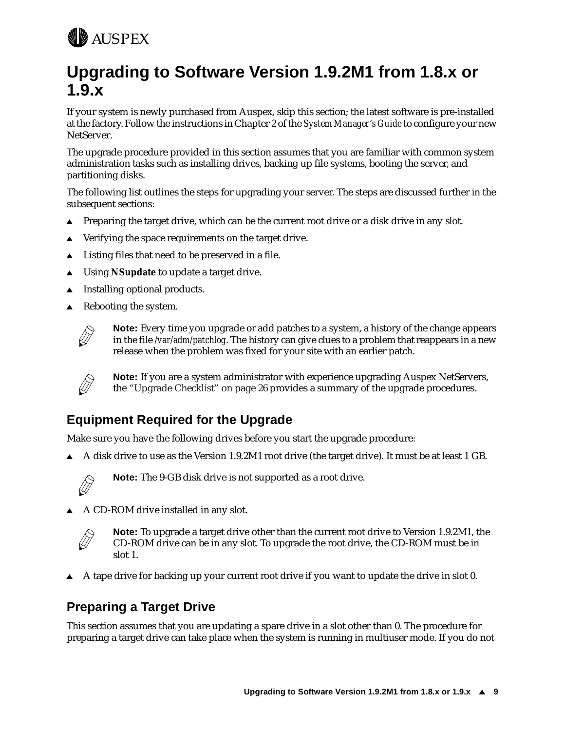# Upgrading to Software Version 1.9.2M1 from 1.8.x or 1.9.x

If your system is newly purchased from Auspex, skip this section; the latest software is pre-installed at the factory. Follow the instructions in Chapter 2 of the *System Manager's Guide* to configure your new NetServer.

The upgrade procedure provided in this section assumes that you are familiar with common system administration tasks such as installing drives, backing up file systems, booting the server, and partitioning disks.

The following list outlines the steps for upgrading your server. The steps are discussed further in the subsequent sections:

- Preparing the target drive, which can be the current root drive or a disk drive in any slot.
- Verifying the space requirements on the target drive.
- Listing files that need to be preserved in a file.
- Using **NSupdate** to update a target drive.
- Installing optional products.
- Rebooting the system.

> **Note:** Every time you upgrade or add patches to a system, a history of the change appears in the file */var/adm/patchlog*. The history can give clues to a problem that reappears in a new release when the problem was fixed for your site with an earlier patch.

> **Note:** If you are a system administrator with experience upgrading Auspex NetServers, the "Upgrade Checklist" on page 26 provides a summary of the upgrade procedures.

## Equipment Required for the Upgrade

Make sure you have the following drives before you start the upgrade procedure:

- A disk drive to use as the Version 1.9.2M1 root drive (the target drive). It must be at least 1 GB.

  > **Note:** The 9-GB disk drive is not supported as a root drive.

- A CD-ROM drive installed in any slot.

  > **Note:** To upgrade a target drive other than the current root drive to Version 1.9.2M1, the CD-ROM drive can be in any slot. To upgrade the root drive, the CD-ROM must be in slot 1.

- A tape drive for backing up your current root drive if you want to update the drive in slot 0.

## Preparing a Target Drive

This section assumes that you are updating a spare drive in a slot other than 0. The procedure for preparing a target drive can take place when the system is running in multiuser mode. If you do not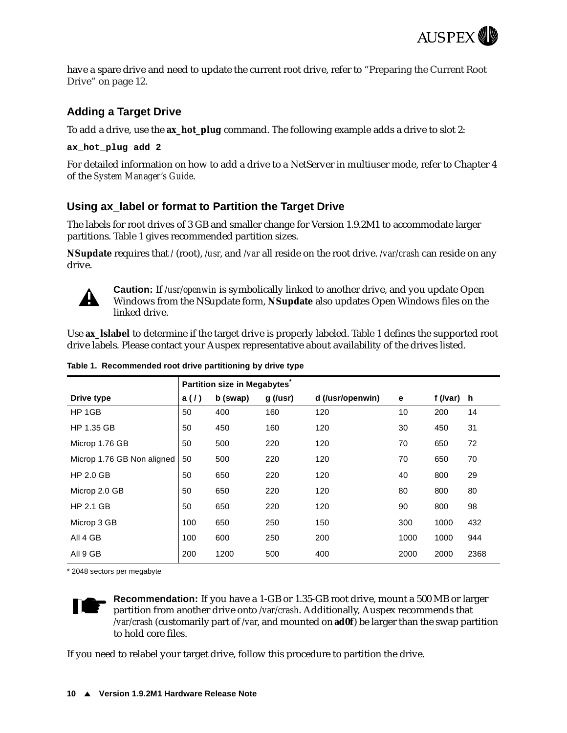have a spare drive and need to update the current root drive, refer to "Preparing the Current Root Drive" on page 12.

## Adding a Target Drive

To add a drive, use the **ax_hot_plug** command. The following example adds a drive to slot 2:

```
ax_hot_plug add 2
```

For detailed information on how to add a drive to a NetServer in multiuser mode, refer to Chapter 4 of the *System Manager's Guide*.

## Using ax_label or format to Partition the Target Drive

The labels for root drives of 3 GB and smaller change for Version 1.9.2M1 to accommodate larger partitions. Table 1 gives recommended partition sizes.

**NSupdate** requires that / (root), */usr*, and */var* all reside on the root drive. */var/crash* can reside on any drive.

**Caution:** If */usr/openwin* is symbolically linked to another drive, and you update Open Windows from the NSupdate form, **NSupdate** also updates Open Windows files on the linked drive.

Use **ax_lslabel** to determine if the target drive is properly labeled. Table 1 defines the supported root drive labels. Please contact your Auspex representative about availability of the drives listed.

**Table 1. Recommended root drive partitioning by drive type**

| | Partition size in Megabytes* | | | | | | |
|---|---|---|---|---|---|---|---|
| **Drive type** | **a ( / )** | **b (swap)** | **g (/usr)** | **d (/usr/openwin)** | **e** | **f (/var)** | **h** |
| HP 1GB | 50 | 400 | 160 | 120 | 10 | 200 | 14 |
| HP 1.35 GB | 50 | 450 | 160 | 120 | 30 | 450 | 31 |
| Microp 1.76 GB | 50 | 500 | 220 | 120 | 70 | 650 | 72 |
| Microp 1.76 GB Non aligned | 50 | 500 | 220 | 120 | 70 | 650 | 70 |
| HP 2.0 GB | 50 | 650 | 220 | 120 | 40 | 800 | 29 |
| Microp 2.0 GB | 50 | 650 | 220 | 120 | 80 | 800 | 80 |
| HP 2.1 GB | 50 | 650 | 220 | 120 | 90 | 800 | 98 |
| Microp 3 GB | 100 | 650 | 250 | 150 | 300 | 1000 | 432 |
| All 4 GB | 100 | 600 | 250 | 200 | 1000 | 1000 | 944 |
| All 9 GB | 200 | 1200 | 500 | 400 | 2000 | 2000 | 2368 |

\* 2048 sectors per megabyte

**Recommendation:** If you have a 1-GB or 1.35-GB root drive, mount a 500 MB or larger partition from another drive onto */var/crash*. Additionally, Auspex recommends that */var/crash* (customarily part of */var*, and mounted on **ad0f**) be larger than the swap partition to hold core files.

If you need to relabel your target drive, follow this procedure to partition the drive.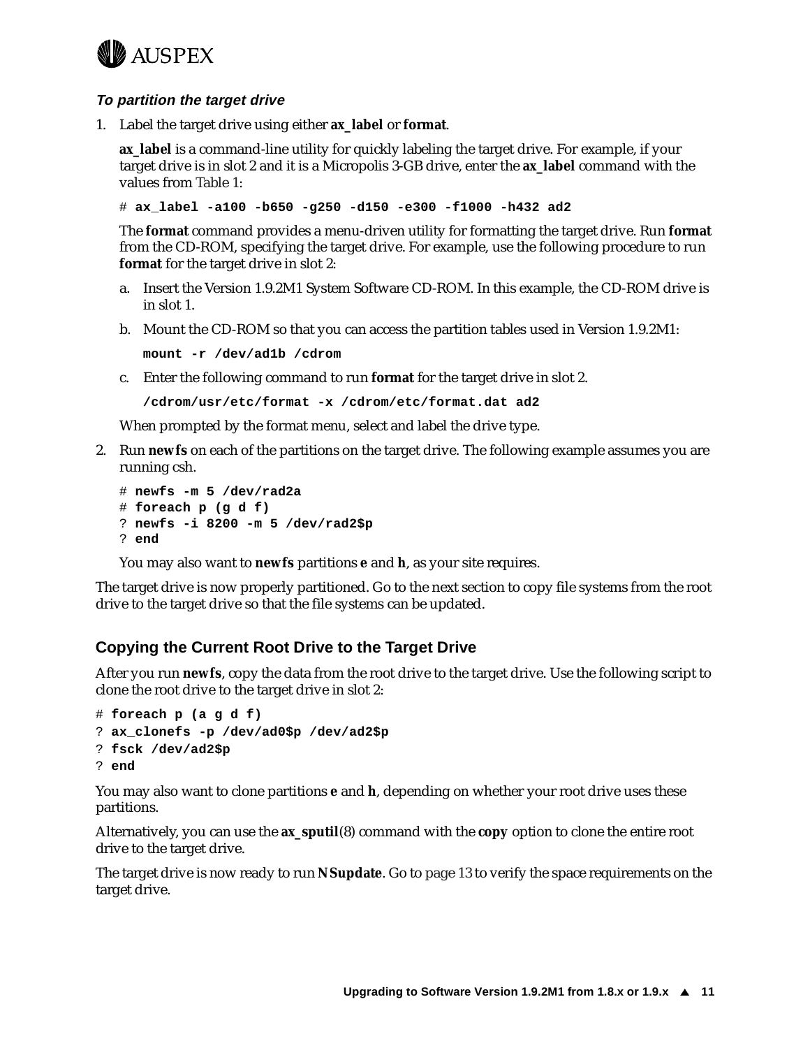***To partition the target drive***

1. Label the target drive using either **ax_label** or **format**.

   **ax_label** is a command-line utility for quickly labeling the target drive. For example, if your target drive is in slot 2 and it is a Micropolis 3-GB drive, enter the **ax_label** command with the values from Table 1:

   ```
   # ax_label -a100 -b650 -g250 -d150 -e300 -f1000 -h432 ad2
   ```

   The **format** command provides a menu-driven utility for formatting the target drive. Run **format** from the CD-ROM, specifying the target drive. For example, use the following procedure to run **format** for the target drive in slot 2:

   a. Insert the Version 1.9.2M1 System Software CD-ROM. In this example, the CD-ROM drive is in slot 1.

   b. Mount the CD-ROM so that you can access the partition tables used in Version 1.9.2M1:

      ```
      mount -r /dev/ad1b /cdrom
      ```

   c. Enter the following command to run **format** for the target drive in slot 2.

      ```
      /cdrom/usr/etc/format -x /cdrom/etc/format.dat ad2
      ```

   When prompted by the format menu, select and label the drive type.

2. Run **newfs** on each of the partitions on the target drive. The following example assumes you are running csh.

   ```
   # newfs -m 5 /dev/rad2a
   # foreach p (g d f)
   ? newfs -i 8200 -m 5 /dev/rad2$p
   ? end
   ```

   You may also want to **newfs** partitions **e** and **h**, as your site requires.

The target drive is now properly partitioned. Go to the next section to copy file systems from the root drive to the target drive so that the file systems can be updated.

## Copying the Current Root Drive to the Target Drive

After you run **newfs**, copy the data from the root drive to the target drive. Use the following script to clone the root drive to the target drive in slot 2:

```
# foreach p (a g d f)
? ax_clonefs -p /dev/ad0$p /dev/ad2$p
? fsck /dev/ad2$p
? end
```

You may also want to clone partitions **e** and **h**, depending on whether your root drive uses these partitions.

Alternatively, you can use the **ax_sputil**(8) command with the **copy** option to clone the entire root drive to the target drive.

The target drive is now ready to run **NSupdate**. Go to page 13 to verify the space requirements on the target drive.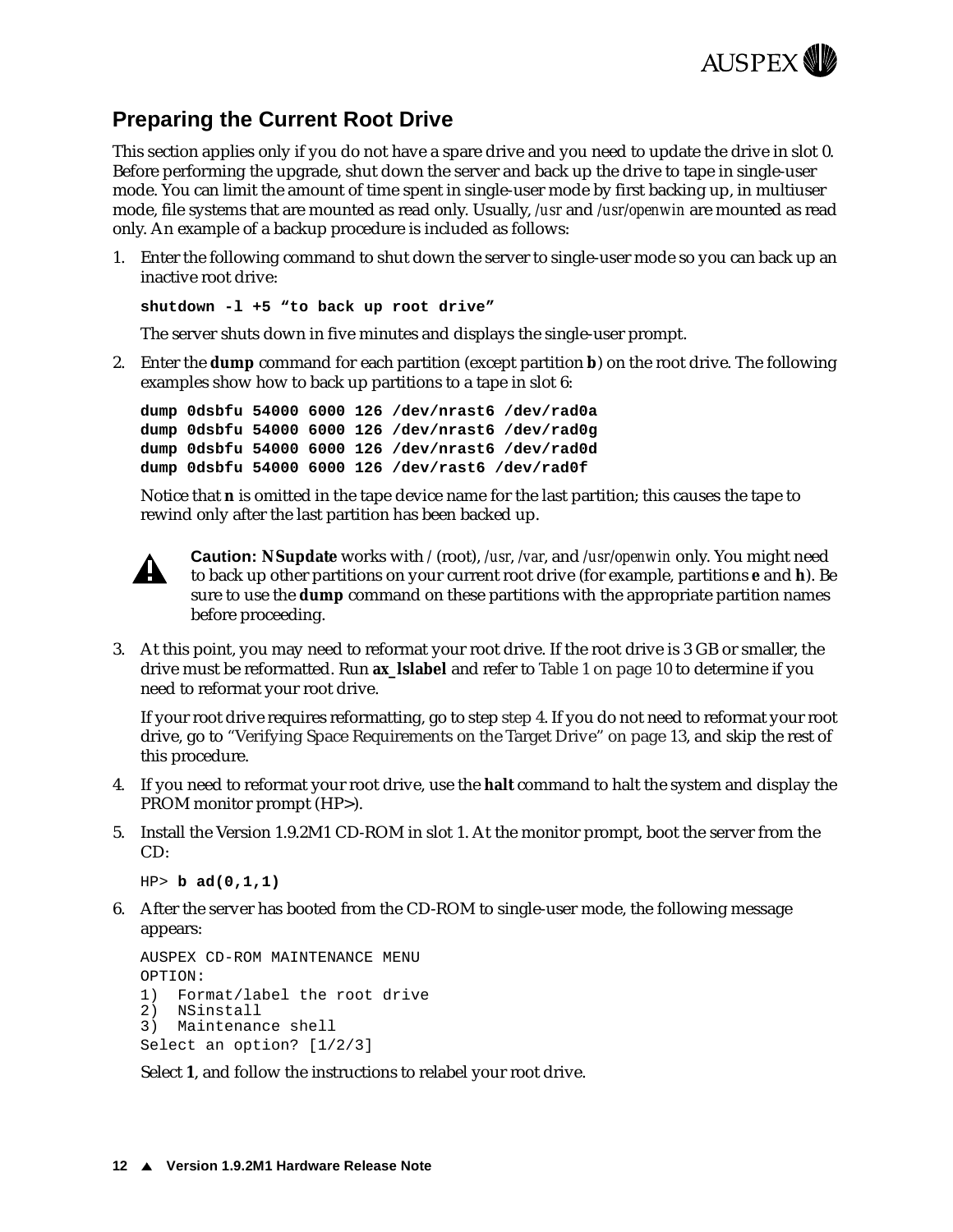## Preparing the Current Root Drive

This section applies only if you do not have a spare drive and you need to update the drive in slot 0. Before performing the upgrade, shut down the server and back up the drive to tape in single-user mode. You can limit the amount of time spent in single-user mode by first backing up, in multiuser mode, file systems that are mounted as read only. Usually, */usr* and */usr/openwin* are mounted as read only. An example of a backup procedure is included as follows:

1. Enter the following command to shut down the server to single-user mode so you can back up an inactive root drive:

   ```
   shutdown -l +5 "to back up root drive"
   ```

   The server shuts down in five minutes and displays the single-user prompt.

2. Enter the **dump** command for each partition (except partition **b**) on the root drive. The following examples show how to back up partitions to a tape in slot 6:

   ```
   dump 0dsbfu 54000 6000 126 /dev/nrast6 /dev/rad0a
   dump 0dsbfu 54000 6000 126 /dev/nrast6 /dev/rad0g
   dump 0dsbfu 54000 6000 126 /dev/nrast6 /dev/rad0d
   dump 0dsbfu 54000 6000 126 /dev/rast6 /dev/rad0f
   ```

   Notice that **n** is omitted in the tape device name for the last partition; this causes the tape to rewind only after the last partition has been backed up.

   **Caution: NSupdate** works with / (root), */usr*, */var*, and */usr/openwin* only. You might need to back up other partitions on your current root drive (for example, partitions **e** and **h**). Be sure to use the **dump** command on these partitions with the appropriate partition names before proceeding.

3. At this point, you may need to reformat your root drive. If the root drive is 3 GB or smaller, the drive must be reformatted. Run **ax_lslabel** and refer to Table 1 on page 10 to determine if you need to reformat your root drive.

   If your root drive requires reformatting, go to step step 4. If you do not need to reformat your root drive, go to "Verifying Space Requirements on the Target Drive" on page 13, and skip the rest of this procedure.

4. If you need to reformat your root drive, use the **halt** command to halt the system and display the PROM monitor prompt (HP>).

5. Install the Version 1.9.2M1 CD-ROM in slot 1. At the monitor prompt, boot the server from the CD:

   ```
   HP> b ad(0,1,1)
   ```

6. After the server has booted from the CD-ROM to single-user mode, the following message appears:

   ```
   AUSPEX CD-ROM MAINTENANCE MENU
   OPTION:
   1)  Format/label the root drive
   2)  NSinstall
   3)  Maintenance shell
   Select an option? [1/2/3]
   ```

   Select **1**, and follow the instructions to relabel your root drive.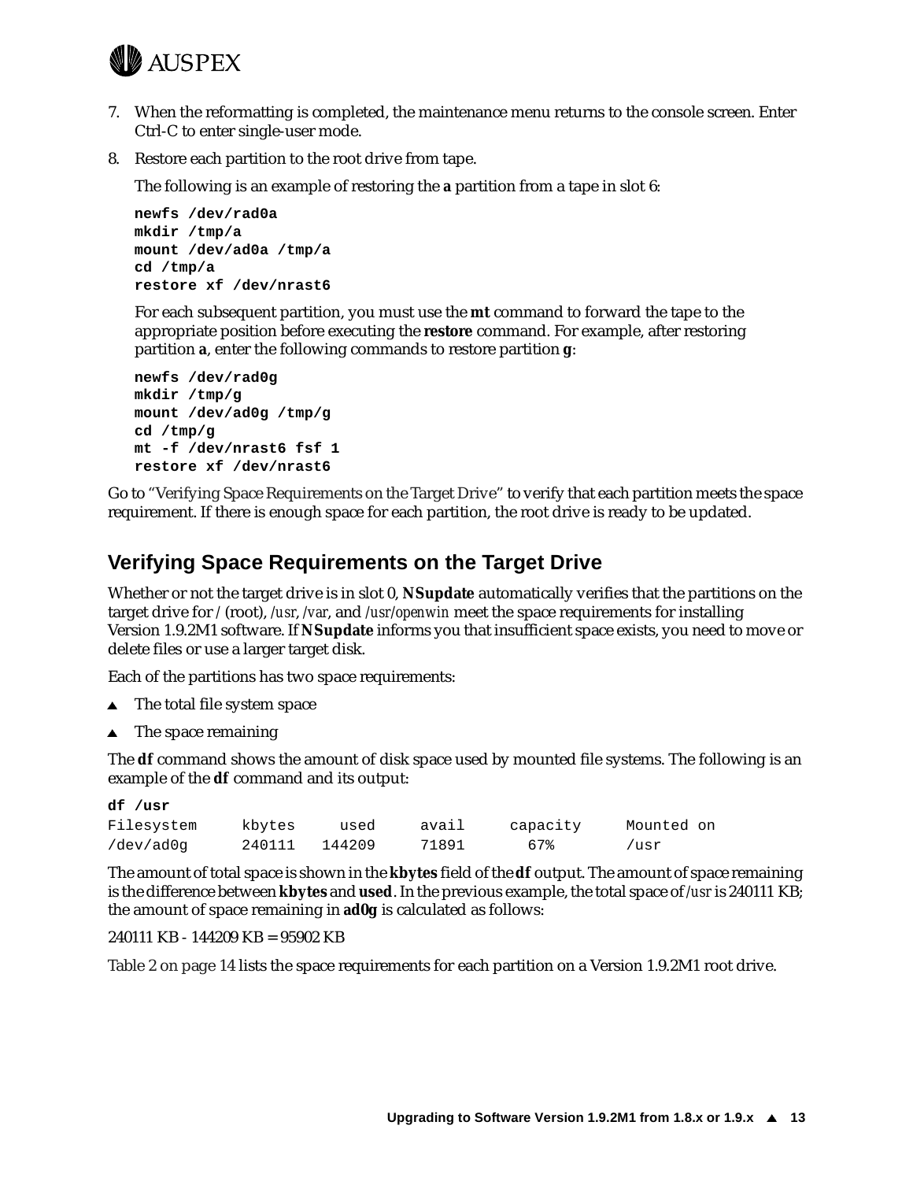7. When the reformatting is completed, the maintenance menu returns to the console screen. Enter Ctrl-C to enter single-user mode.

8. Restore each partition to the root drive from tape.

   The following is an example of restoring the **a** partition from a tape in slot 6:

   ```
   newfs /dev/rad0a
   mkdir /tmp/a
   mount /dev/ad0a /tmp/a
   cd /tmp/a
   restore xf /dev/nrast6
   ```

   For each subsequent partition, you must use the **mt** command to forward the tape to the appropriate position before executing the **restore** command. For example, after restoring partition **a**, enter the following commands to restore partition **g**:

   ```
   newfs /dev/rad0g
   mkdir /tmp/g
   mount /dev/ad0g /tmp/g
   cd /tmp/g
   mt -f /dev/nrast6 fsf 1
   restore xf /dev/nrast6
   ```

Go to "Verifying Space Requirements on the Target Drive" to verify that each partition meets the space requirement. If there is enough space for each partition, the root drive is ready to be updated.

## Verifying Space Requirements on the Target Drive

Whether or not the target drive is in slot 0, **NSupdate** automatically verifies that the partitions on the target drive for / (root), */usr*, */var*, and */usr/openwin* meet the space requirements for installing Version 1.9.2M1 software. If **NSupdate** informs you that insufficient space exists, you need to move or delete files or use a larger target disk.

Each of the partitions has two space requirements:

- The total file system space
- The space remaining

The **df** command shows the amount of disk space used by mounted file systems. The following is an example of the **df** command and its output:

```
df /usr
Filesystem     kbytes    used     avail    capacity    Mounted on
/dev/ad0g      240111   144209    71891      67%       /usr
```

The amount of total space is shown in the **kbytes** field of the **df** output. The amount of space remaining is the difference between **kbytes** and **used**. In the previous example, the total space of */usr* is 240111 KB; the amount of space remaining in **ad0g** is calculated as follows:

240111 KB - 144209 KB = 95902 KB

Table 2 on page 14 lists the space requirements for each partition on a Version 1.9.2M1 root drive.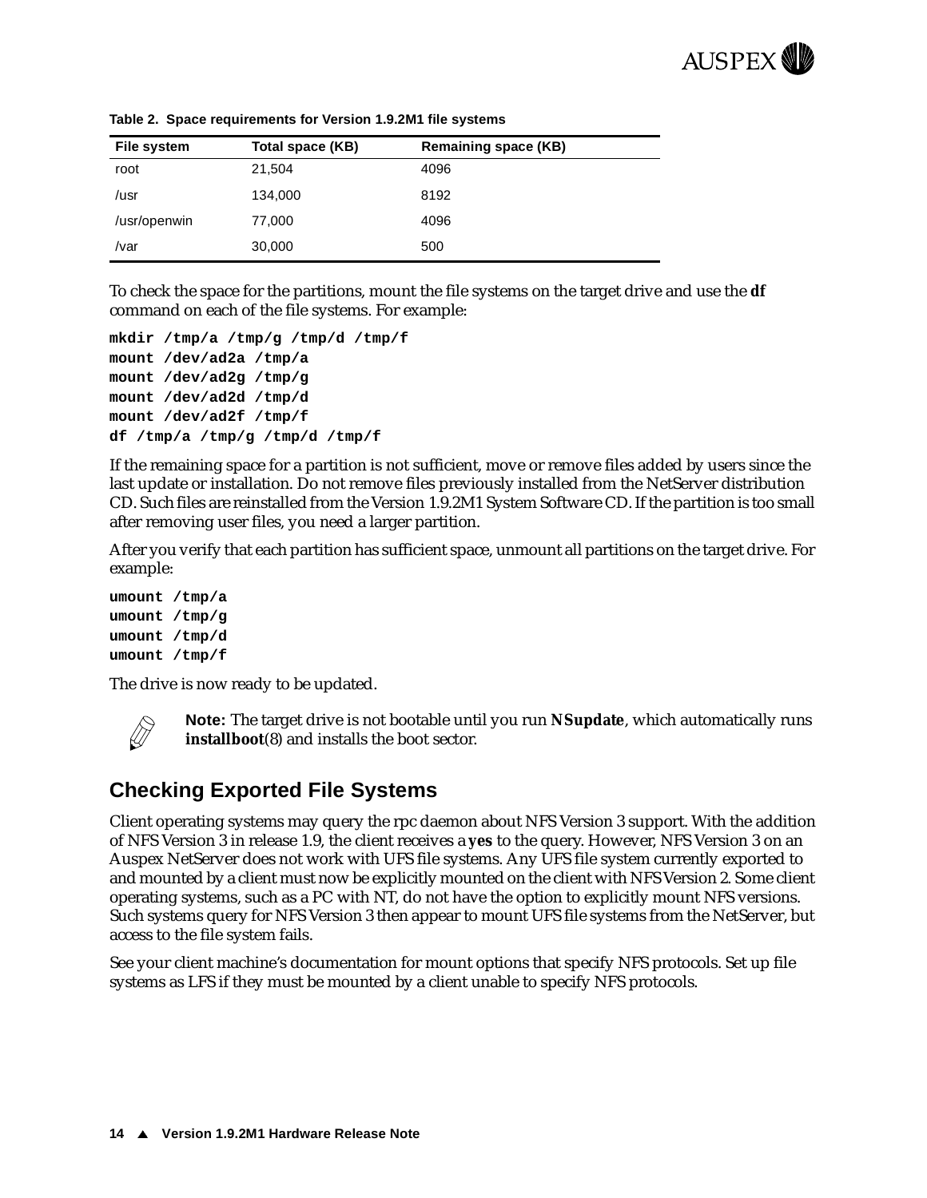**Table 2. Space requirements for Version 1.9.2M1 file systems**

| File system | Total space (KB) | Remaining space (KB) |
|---|---|---|
| root | 21,504 | 4096 |
| /usr | 134,000 | 8192 |
| /usr/openwin | 77,000 | 4096 |
| /var | 30,000 | 500 |

To check the space for the partitions, mount the file systems on the target drive and use the **df** command on each of the file systems. For example:

```
mkdir /tmp/a /tmp/g /tmp/d /tmp/f
mount /dev/ad2a /tmp/a
mount /dev/ad2g /tmp/g
mount /dev/ad2d /tmp/d
mount /dev/ad2f /tmp/f
df /tmp/a /tmp/g /tmp/d /tmp/f
```

If the remaining space for a partition is not sufficient, move or remove files added by users since the last update or installation. Do not remove files previously installed from the NetServer distribution CD. Such files are reinstalled from the Version 1.9.2M1 System Software CD. If the partition is too small after removing user files, you need a larger partition.

After you verify that each partition has sufficient space, unmount all partitions on the target drive. For example:

```
umount /tmp/a
umount /tmp/g
umount /tmp/d
umount /tmp/f
```

The drive is now ready to be updated.

**Note:** The target drive is not bootable until you run **NSupdate**, which automatically runs **installboot**(8) and installs the boot sector.

## Checking Exported File Systems

Client operating systems may query the rpc daemon about NFS Version 3 support. With the addition of NFS Version 3 in release 1.9, the client receives a **yes** to the query. However, NFS Version 3 on an Auspex NetServer does not work with UFS file systems. Any UFS file system currently exported to and mounted by a client must now be explicitly mounted on the client with NFS Version 2. Some client operating systems, such as a PC with NT, do not have the option to explicitly mount NFS versions. Such systems query for NFS Version 3 then appear to mount UFS file systems from the NetServer, but access to the file system fails.

See your client machine's documentation for mount options that specify NFS protocols. Set up file systems as LFS if they must be mounted by a client unable to specify NFS protocols.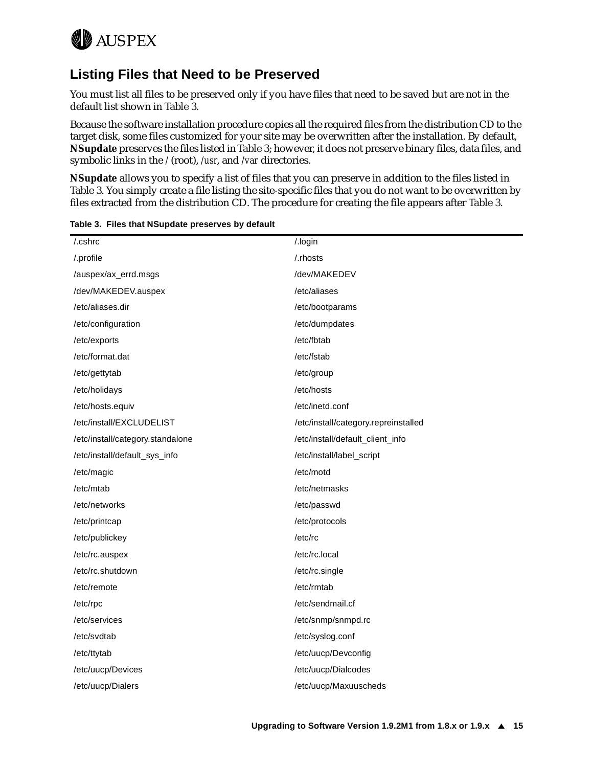## Listing Files that Need to be Preserved

You must list all files to be preserved only if you have files that need to be saved but are not in the default list shown in Table 3.

Because the software installation procedure copies all the required files from the distribution CD to the target disk, some files customized for your site may be overwritten after the installation. By default, **NSupdate** preserves the files listed in Table 3; however, it does not preserve binary files, data files, and symbolic links in the / (root), */usr*, and */var* directories.

**NSupdate** allows you to specify a list of files that you can preserve in addition to the files listed in Table 3. You simply create a file listing the site-specific files that you do not want to be overwritten by files extracted from the distribution CD. The procedure for creating the file appears after Table 3.

**Table 3. Files that NSupdate preserves by default**

| | |
|---|---|
| /.cshrc | /.login |
| /.profile | /.rhosts |
| /auspex/ax_errd.msgs | /dev/MAKEDEV |
| /dev/MAKEDEV.auspex | /etc/aliases |
| /etc/aliases.dir | /etc/bootparams |
| /etc/configuration | /etc/dumpdates |
| /etc/exports | /etc/fbtab |
| /etc/format.dat | /etc/fstab |
| /etc/gettytab | /etc/group |
| /etc/holidays | /etc/hosts |
| /etc/hosts.equiv | /etc/inetd.conf |
| /etc/install/EXCLUDELIST | /etc/install/category.repreinstalled |
| /etc/install/category.standalone | /etc/install/default_client_info |
| /etc/install/default_sys_info | /etc/install/label_script |
| /etc/magic | /etc/motd |
| /etc/mtab | /etc/netmasks |
| /etc/networks | /etc/passwd |
| /etc/printcap | /etc/protocols |
| /etc/publickey | /etc/rc |
| /etc/rc.auspex | /etc/rc.local |
| /etc/rc.shutdown | /etc/rc.single |
| /etc/remote | /etc/rmtab |
| /etc/rpc | /etc/sendmail.cf |
| /etc/services | /etc/snmp/snmpd.rc |
| /etc/svdtab | /etc/syslog.conf |
| /etc/ttytab | /etc/uucp/Devconfig |
| /etc/uucp/Devices | /etc/uucp/Dialcodes |
| /etc/uucp/Dialers | /etc/uucp/Maxuuscheds |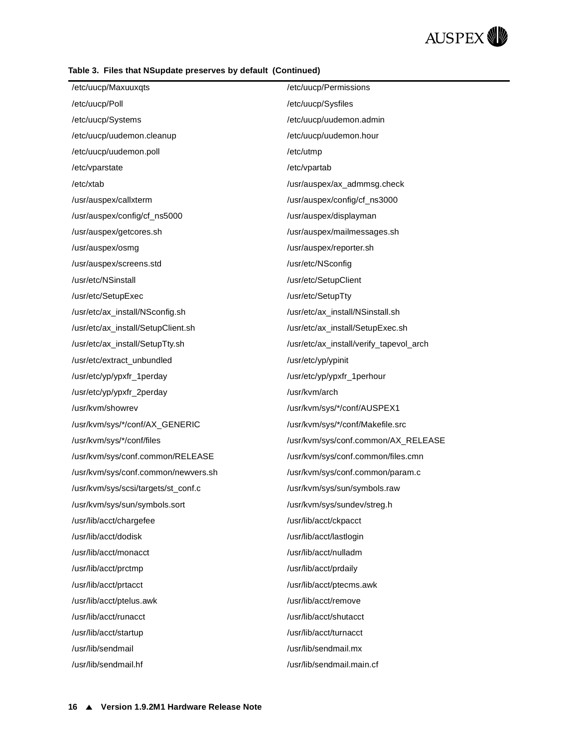**Table 3. Files that NSupdate preserves by default (Continued)**

| | |
|---|---|
| /etc/uucp/Maxuuxqts | /etc/uucp/Permissions |
| /etc/uucp/Poll | /etc/uucp/Sysfiles |
| /etc/uucp/Systems | /etc/uucp/uudemon.admin |
| /etc/uucp/uudemon.cleanup | /etc/uucp/uudemon.hour |
| /etc/uucp/uudemon.poll | /etc/utmp |
| /etc/vparstate | /etc/vpartab |
| /etc/xtab | /usr/auspex/ax_admmsg.check |
| /usr/auspex/callxterm | /usr/auspex/config/cf_ns3000 |
| /usr/auspex/config/cf_ns5000 | /usr/auspex/displayman |
| /usr/auspex/getcores.sh | /usr/auspex/mailmessages.sh |
| /usr/auspex/osmg | /usr/auspex/reporter.sh |
| /usr/auspex/screens.std | /usr/etc/NSconfig |
| /usr/etc/NSinstall | /usr/etc/SetupClient |
| /usr/etc/SetupExec | /usr/etc/SetupTty |
| /usr/etc/ax_install/NSconfig.sh | /usr/etc/ax_install/NSinstall.sh |
| /usr/etc/ax_install/SetupClient.sh | /usr/etc/ax_install/SetupExec.sh |
| /usr/etc/ax_install/SetupTty.sh | /usr/etc/ax_install/verify_tapevol_arch |
| /usr/etc/extract_unbundled | /usr/etc/yp/ypinit |
| /usr/etc/yp/ypxfr_1perday | /usr/etc/yp/ypxfr_1perhour |
| /usr/etc/yp/ypxfr_2perday | /usr/kvm/arch |
| /usr/kvm/showrev | /usr/kvm/sys/*/conf/AUSPEX1 |
| /usr/kvm/sys/*/conf/AX_GENERIC | /usr/kvm/sys/*/conf/Makefile.src |
| /usr/kvm/sys/*/conf/files | /usr/kvm/sys/conf.common/AX_RELEASE |
| /usr/kvm/sys/conf.common/RELEASE | /usr/kvm/sys/conf.common/files.cmn |
| /usr/kvm/sys/conf.common/newvers.sh | /usr/kvm/sys/conf.common/param.c |
| /usr/kvm/sys/scsi/targets/st_conf.c | /usr/kvm/sys/sun/symbols.raw |
| /usr/kvm/sys/sun/symbols.sort | /usr/kvm/sys/sundev/streg.h |
| /usr/lib/acct/chargefee | /usr/lib/acct/ckpacct |
| /usr/lib/acct/dodisk | /usr/lib/acct/lastlogin |
| /usr/lib/acct/monacct | /usr/lib/acct/nulladm |
| /usr/lib/acct/prctmp | /usr/lib/acct/prdaily |
| /usr/lib/acct/prtacct | /usr/lib/acct/ptecms.awk |
| /usr/lib/acct/ptelus.awk | /usr/lib/acct/remove |
| /usr/lib/acct/runacct | /usr/lib/acct/shutacct |
| /usr/lib/acct/startup | /usr/lib/acct/turnacct |
| /usr/lib/sendmail | /usr/lib/sendmail.mx |
| /usr/lib/sendmail.hf | /usr/lib/sendmail.main.cf |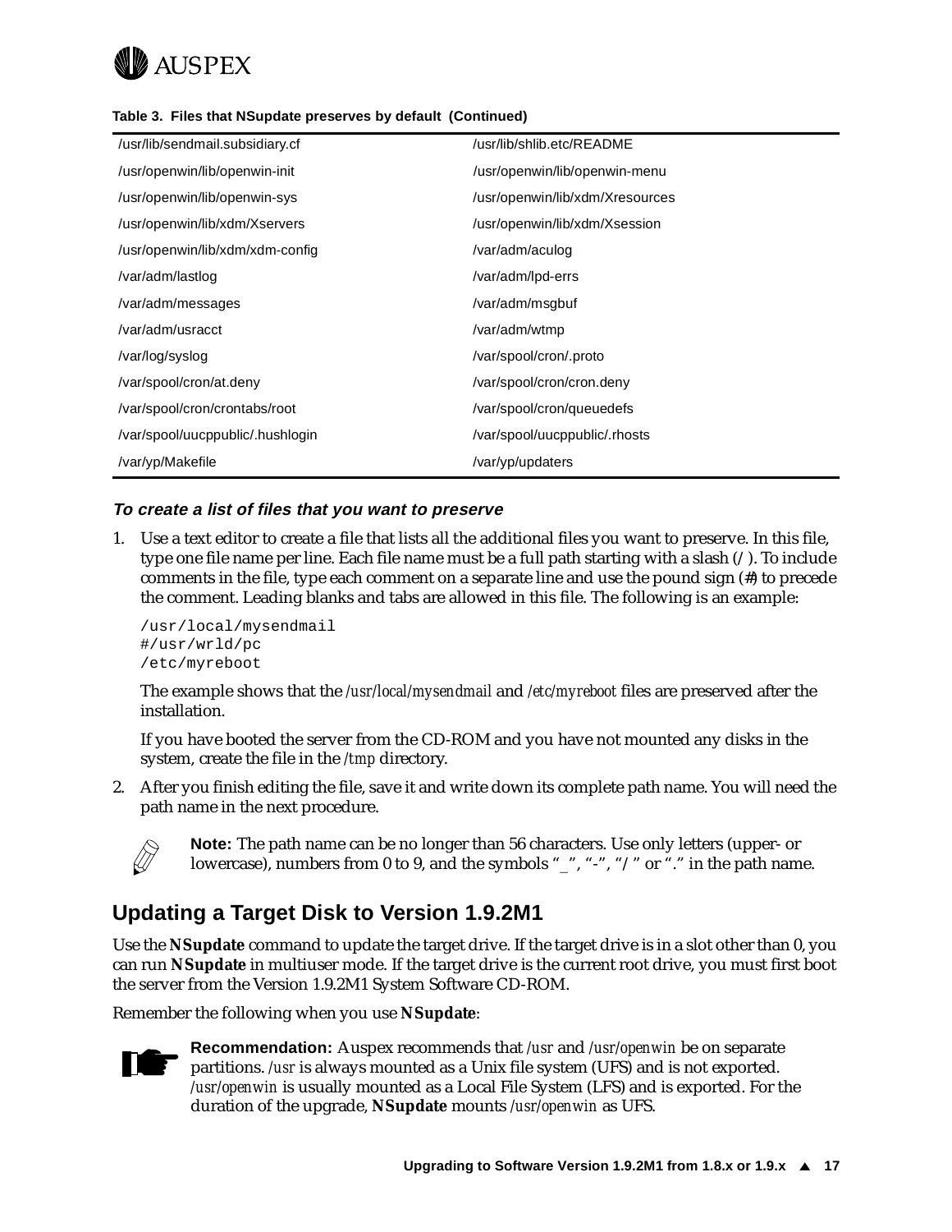**Table 3. Files that NSupdate preserves by default (Continued)**

| | |
|---|---|
| /usr/lib/sendmail.subsidiary.cf | /usr/lib/shlib.etc/README |
| /usr/openwin/lib/openwin-init | /usr/openwin/lib/openwin-menu |
| /usr/openwin/lib/openwin-sys | /usr/openwin/lib/xdm/Xresources |
| /usr/openwin/lib/xdm/Xservers | /usr/openwin/lib/xdm/Xsession |
| /usr/openwin/lib/xdm/xdm-config | /var/adm/aculog |
| /var/adm/lastlog | /var/adm/lpd-errs |
| /var/adm/messages | /var/adm/msgbuf |
| /var/adm/usracct | /var/adm/wtmp |
| /var/log/syslog | /var/spool/cron/.proto |
| /var/spool/cron/at.deny | /var/spool/cron/cron.deny |
| /var/spool/cron/crontabs/root | /var/spool/cron/queuedefs |
| /var/spool/uucppublic/.hushlogin | /var/spool/uucppublic/.rhosts |
| /var/yp/Makefile | /var/yp/updaters |

#### *To create a list of files that you want to preserve*

1. Use a text editor to create a file that lists all the additional files you want to preserve. In this file, type one file name per line. Each file name must be a full path starting with a slash (/). To include comments in the file, type each comment on a separate line and use the pound sign (#) to precede the comment. Leading blanks and tabs are allowed in this file. The following is an example:

   ```
   /usr/local/mysendmail
   #/usr/wrld/pc
   /etc/myreboot
   ```

   The example shows that the */usr/local/mysendmail* and */etc/myreboot* files are preserved after the installation.

   If you have booted the server from the CD-ROM and you have not mounted any disks in the system, create the file in the */tmp* directory.

2. After you finish editing the file, save it and write down its complete path name. You will need the path name in the next procedure.

   **Note:** The path name can be no longer than 56 characters. Use only letters (upper- or lowercase), numbers from 0 to 9, and the symbols "_", "-", "/" or "." in the path name.

## Updating a Target Disk to Version 1.9.2M1

Use the **NSupdate** command to update the target drive. If the target drive is in a slot other than 0, you can run **NSupdate** in multiuser mode. If the target drive is the current root drive, you must first boot the server from the Version 1.9.2M1 System Software CD-ROM.

Remember the following when you use **NSupdate**:

**Recommendation:** Auspex recommends that */usr* and */usr/openwin* be on separate partitions. */usr* is always mounted as a Unix file system (UFS) and is not exported. */usr/openwin* is usually mounted as a Local File System (LFS) and is exported. For the duration of the upgrade, **NSupdate** mounts */usr/openwin* as UFS.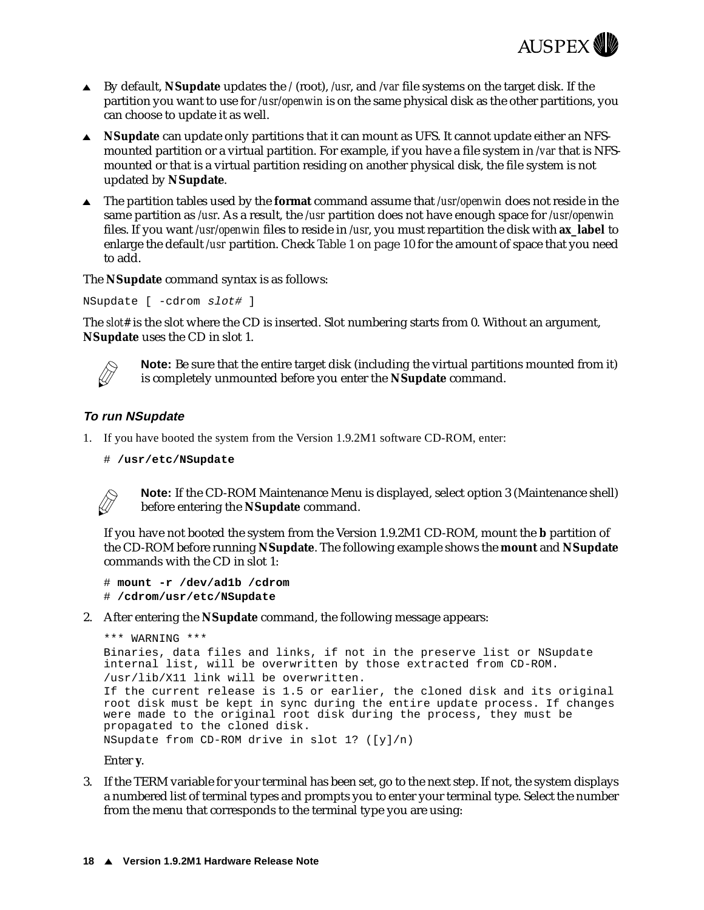- By default, **NSupdate** updates the / (root), */usr*, and */var* file systems on the target disk. If the partition you want to use for */usr/openwin* is on the same physical disk as the other partitions, you can choose to update it as well.
- **NSupdate** can update only partitions that it can mount as UFS. It cannot update either an NFS-mounted partition or a virtual partition. For example, if you have a file system in */var* that is NFS-mounted or that is a virtual partition residing on another physical disk, the file system is not updated by **NSupdate**.
- The partition tables used by the **format** command assume that */usr/openwin* does not reside in the same partition as */usr*. As a result, the */usr* partition does not have enough space for */usr/openwin* files. If you want */usr/openwin* files to reside in */usr*, you must repartition the disk with **ax_label** to enlarge the default */usr* partition. Check Table 1 on page 10 for the amount of space that you need to add.

The **NSupdate** command syntax is as follows:

```
NSupdate [ -cdrom slot# ]
```

The *slot#* is the slot where the CD is inserted. Slot numbering starts from 0. Without an argument, **NSupdate** uses the CD in slot 1.

**Note:** Be sure that the entire target disk (including the virtual partitions mounted from it) is completely unmounted before you enter the **NSupdate** command.

### *To run NSupdate*

1. If you have booted the system from the Version 1.9.2M1 software CD-ROM, enter:

   ```
   # /usr/etc/NSupdate
   ```

   **Note:** If the CD-ROM Maintenance Menu is displayed, select option 3 (Maintenance shell) before entering the **NSupdate** command.

   If you have not booted the system from the Version 1.9.2M1 CD-ROM, mount the **b** partition of the CD-ROM before running **NSupdate**. The following example shows the **mount** and **NSupdate** commands with the CD in slot 1:

   ```
   # mount -r /dev/ad1b /cdrom
   # /cdrom/usr/etc/NSupdate
   ```

2. After entering the **NSupdate** command, the following message appears:

   ```
   *** WARNING ***
   Binaries, data files and links, if not in the preserve list or NSupdate
   internal list, will be overwritten by those extracted from CD-ROM.
   /usr/lib/X11 link will be overwritten.
   If the current release is 1.5 or earlier, the cloned disk and its original
   root disk must be kept in sync during the entire update process. If changes
   were made to the original root disk during the process, they must be
   propagated to the cloned disk.
   NSupdate from CD-ROM drive in slot 1? ([y]/n)
   ```

   Enter **y**.

3. If the TERM variable for your terminal has been set, go to the next step. If not, the system displays a numbered list of terminal types and prompts you to enter your terminal type. Select the number from the menu that corresponds to the terminal type you are using: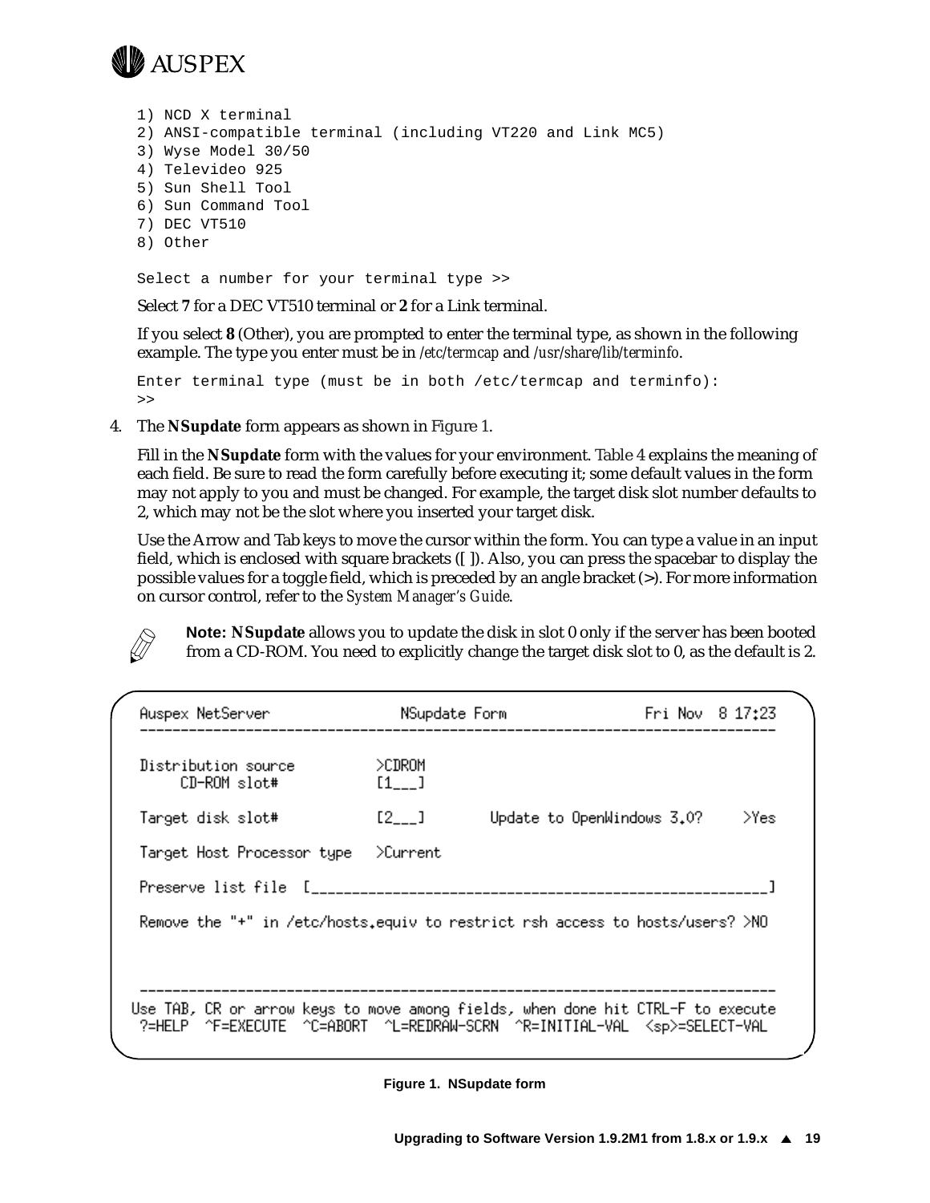```
1) NCD X terminal
2) ANSI-compatible terminal (including VT220 and Link MC5)
3) Wyse Model 30/50
4) Televideo 925
5) Sun Shell Tool
6) Sun Command Tool
7) DEC VT510
8) Other

Select a number for your terminal type >>
```

Select **7** for a DEC VT510 terminal or **2** for a Link terminal.

If you select **8** (Other), you are prompted to enter the terminal type, as shown in the following example. The type you enter must be in */etc/termcap* and */usr/share/lib/terminfo*.

```
Enter terminal type (must be in both /etc/termcap and terminfo):
>>
```

4. The **NSupdate** form appears as shown in Figure 1.

   Fill in the **NSupdate** form with the values for your environment. Table 4 explains the meaning of each field. Be sure to read the form carefully before executing it; some default values in the form may not apply to you and must be changed. For example, the target disk slot number defaults to 2, which may not be the slot where you inserted your target disk.

   Use the Arrow and Tab keys to move the cursor within the form. You can type a value in an input field, which is enclosed with square brackets ([ ]). Also, you can press the spacebar to display the possible values for a toggle field, which is preceded by an angle bracket (>). For more information on cursor control, refer to the *System Manager's Guide*.

   **Note: NSupdate** allows you to update the disk in slot 0 only if the server has been booted from a CD-ROM. You need to explicitly change the target disk slot to 0, as the default is 2.

```
Auspex NetServer              NSupdate Form                 Fri Nov  8 17:23
------------------------------------------------------------------------------

Distribution source          >CDROM
     CD-ROM slot#            [1___]

Target disk slot#            [2___]       Update to OpenWindows 3.0?      >Yes

Target Host Processor type   >Current

Preserve list file  [_______________________________________________________]

Remove the "+" in /etc/hosts.equiv to restrict rsh access to hosts/users? >NO



------------------------------------------------------------------------------
Use TAB, CR or arrow keys to move among fields, when done hit CTRL-F to execute
 ?=HELP  ^F=EXECUTE  ^C=ABORT  ^L=REDRAW-SCRN  ^R=INITIAL-VAL  <sp>=SELECT-VAL
```

**Figure 1. NSupdate form**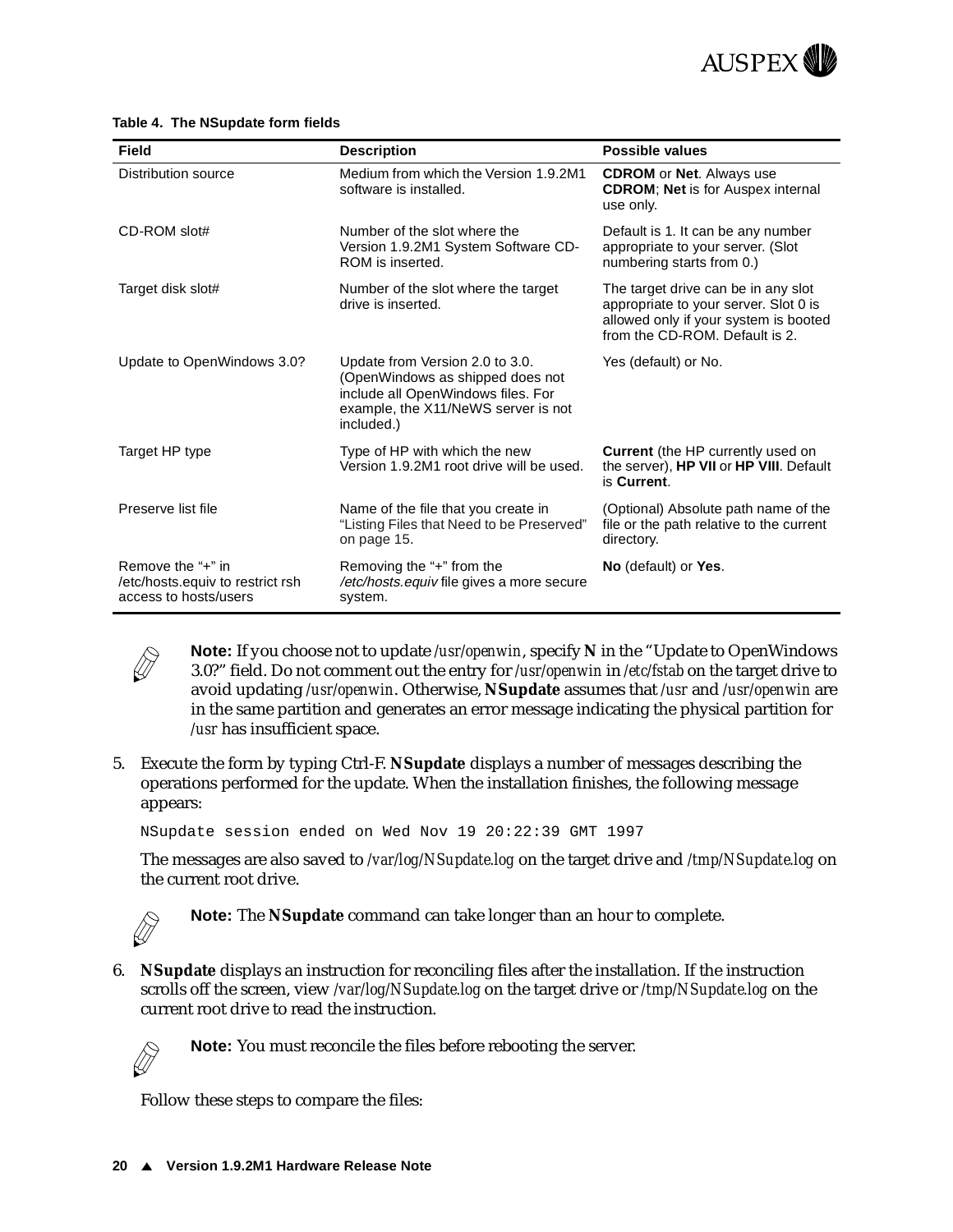**Table 4. The NSupdate form fields**

| Field | Description | Possible values |
|---|---|---|
| Distribution source | Medium from which the Version 1.9.2M1 software is installed. | **CDROM** or **Net**. Always use **CDROM**; **Net** is for Auspex internal use only. |
| CD-ROM slot# | Number of the slot where the Version 1.9.2M1 System Software CD-ROM is inserted. | Default is 1. It can be any number appropriate to your server. (Slot numbering starts from 0.) |
| Target disk slot# | Number of the slot where the target drive is inserted. | The target drive can be in any slot appropriate to your server. Slot 0 is allowed only if your system is booted from the CD-ROM. Default is 2. |
| Update to OpenWindows 3.0? | Update from Version 2.0 to 3.0. (OpenWindows as shipped does not include all OpenWindows files. For example, the X11/NeWS server is not included.) | Yes (default) or No. |
| Target HP type | Type of HP with which the new Version 1.9.2M1 root drive will be used. | **Current** (the HP currently used on the server), **HP VII** or **HP VIII**. Default is **Current**. |
| Preserve list file | Name of the file that you create in "Listing Files that Need to be Preserved" on page 15. | (Optional) Absolute path name of the file or the path relative to the current directory. |
| Remove the "+" in /etc/hosts.equiv to restrict rsh access to hosts/users | Removing the "+" from the */etc/hosts.equiv* file gives a more secure system. | **No** (default) or **Yes**. |

**Note:** If you choose not to update */usr/openwin*, specify **N** in the "Update to OpenWindows 3.0?" field. Do not comment out the entry for */usr/openwin* in */etc/fstab* on the target drive to avoid updating */usr/openwin*. Otherwise, **NSupdate** assumes that */usr* and */usr/openwin* are in the same partition and generates an error message indicating the physical partition for */usr* has insufficient space.

5. Execute the form by typing Ctrl-F. **NSupdate** displays a number of messages describing the operations performed for the update. When the installation finishes, the following message appears:

   ```
   NSupdate session ended on Wed Nov 19 20:22:39 GMT 1997
   ```

   The messages are also saved to */var/log/NSupdate.log* on the target drive and */tmp/NSupdate.log* on the current root drive.

   **Note:** The **NSupdate** command can take longer than an hour to complete.

6. **NSupdate** displays an instruction for reconciling files after the installation. If the instruction scrolls off the screen, view */var/log/NSupdate.log* on the target drive or */tmp/NSupdate.log* on the current root drive to read the instruction.

   **Note:** You must reconcile the files before rebooting the server.

   Follow these steps to compare the files: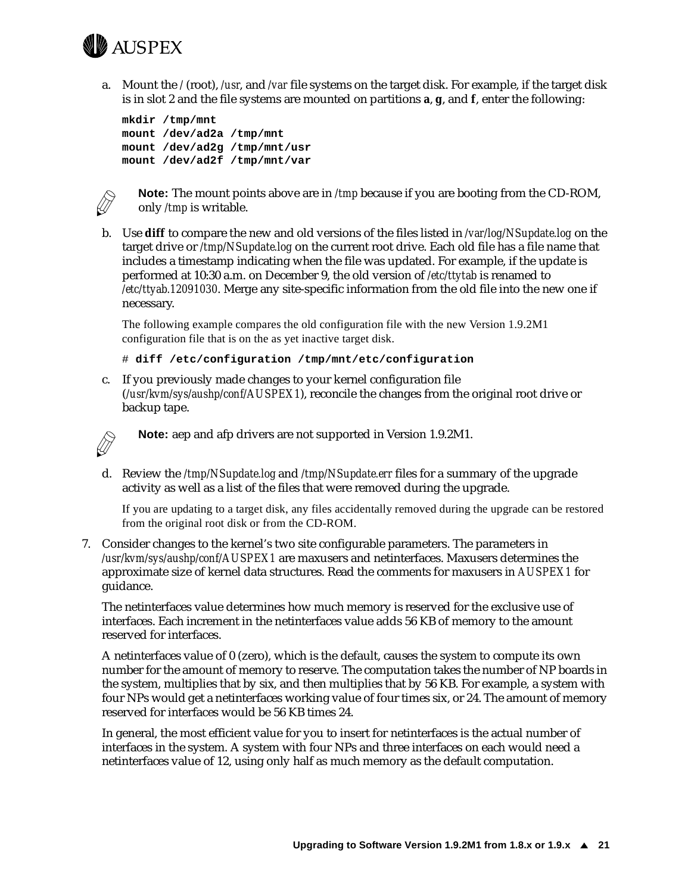a. Mount the / (root), */usr*, and */var* file systems on the target disk. For example, if the target disk is in slot 2 and the file systems are mounted on partitions **a**, **g**, and **f**, enter the following:

```
mkdir /tmp/mnt
mount /dev/ad2a /tmp/mnt
mount /dev/ad2g /tmp/mnt/usr
mount /dev/ad2f /tmp/mnt/var
```

> **Note:** The mount points above are in */tmp* because if you are booting from the CD-ROM, only */tmp* is writable.

b. Use **diff** to compare the new and old versions of the files listed in */var/log/NSupdate.log* on the target drive or */tmp/NSupdate.log* on the current root drive. Each old file has a file name that includes a timestamp indicating when the file was updated. For example, if the update is performed at 10:30 a.m. on December 9, the old version of */etc/ttytab* is renamed to */etc/ttyab.12091030*. Merge any site-specific information from the old file into the new one if necessary.

The following example compares the old configuration file with the new Version 1.9.2M1 configuration file that is on the as yet inactive target disk.

```
# diff /etc/configuration /tmp/mnt/etc/configuration
```

c. If you previously made changes to your kernel configuration file (*/usr/kvm/sys/aushp/conf/AUSPEX1*), reconcile the changes from the original root drive or backup tape.

> **Note:** aep and afp drivers are not supported in Version 1.9.2M1.

d. Review the */tmp/NSupdate.log* and */tmp/NSupdate.err* files for a summary of the upgrade activity as well as a list of the files that were removed during the upgrade.

If you are updating to a target disk, any files accidentally removed during the upgrade can be restored from the original root disk or from the CD-ROM.

7. Consider changes to the kernel's two site configurable parameters. The parameters in */usr/kvm/sys/aushp/conf/AUSPEX1* are maxusers and netinterfaces. Maxusers determines the approximate size of kernel data structures. Read the comments for maxusers in *AUSPEX1* for guidance.

   The netinterfaces value determines how much memory is reserved for the exclusive use of interfaces. Each increment in the netinterfaces value adds 56 KB of memory to the amount reserved for interfaces.

   A netinterfaces value of 0 (zero), which is the default, causes the system to compute its own number for the amount of memory to reserve. The computation takes the number of NP boards in the system, multiplies that by six, and then multiplies that by 56 KB. For example, a system with four NPs would get a netinterfaces working value of four times six, or 24. The amount of memory reserved for interfaces would be 56 KB times 24.

   In general, the most efficient value for you to insert for netinterfaces is the actual number of interfaces in the system. A system with four NPs and three interfaces on each would need a netinterfaces value of 12, using only half as much memory as the default computation.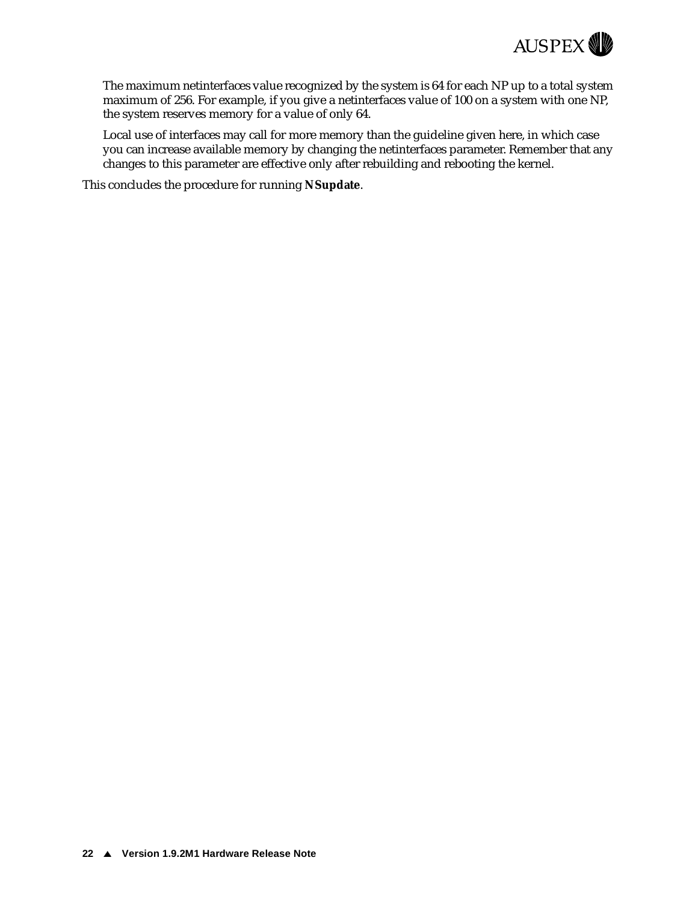The maximum netinterfaces value recognized by the system is 64 for each NP up to a total system maximum of 256. For example, if you give a netinterfaces value of 100 on a system with one NP, the system reserves memory for a value of only 64.

Local use of interfaces may call for more memory than the guideline given here, in which case you can increase available memory by changing the netinterfaces parameter. Remember that any changes to this parameter are effective only after rebuilding and rebooting the kernel.

This concludes the procedure for running **NSupdate**.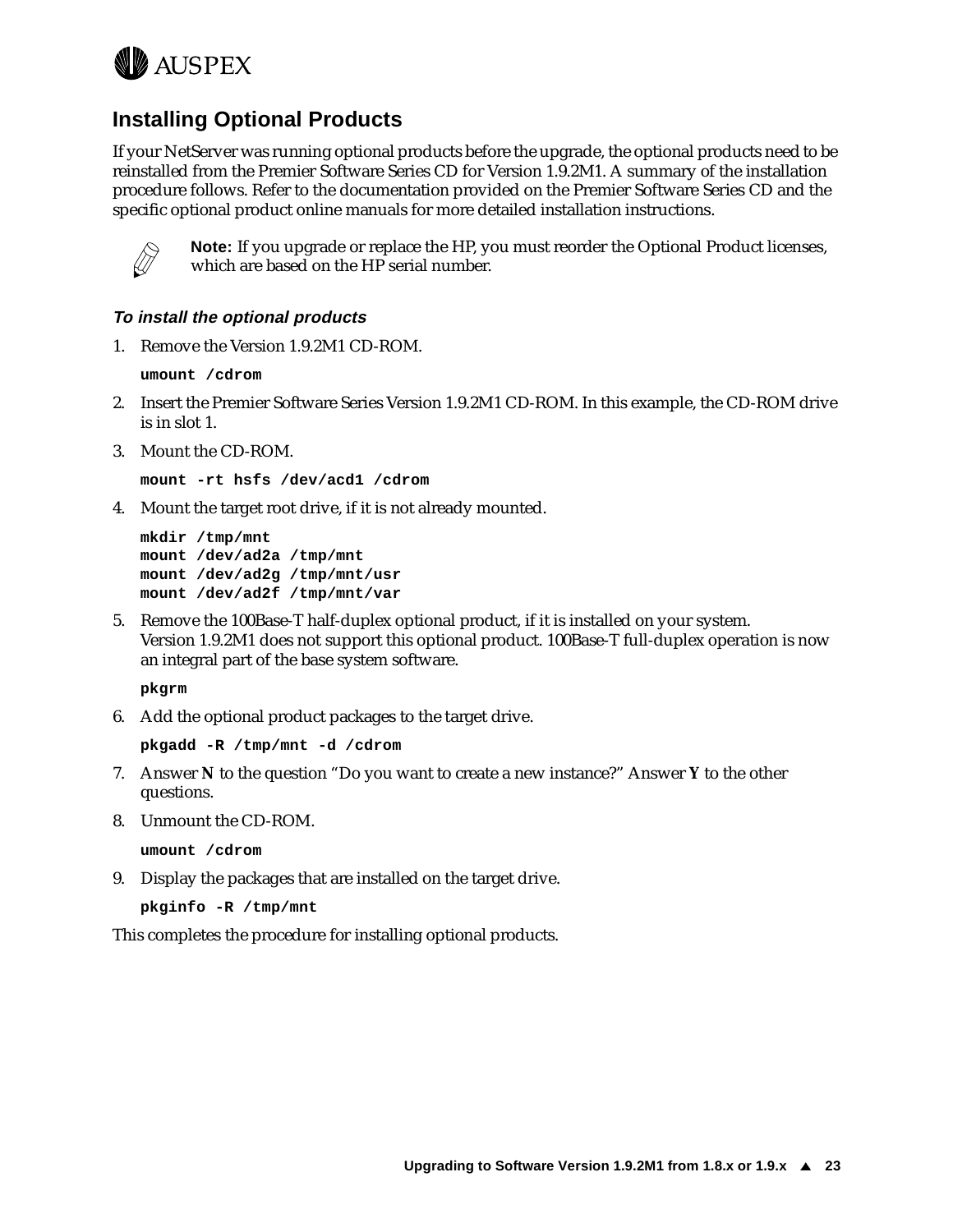## Installing Optional Products

If your NetServer was running optional products before the upgrade, the optional products need to be reinstalled from the Premier Software Series CD for Version 1.9.2M1. A summary of the installation procedure follows. Refer to the documentation provided on the Premier Software Series CD and the specific optional product online manuals for more detailed installation instructions.

**Note:** If you upgrade or replace the HP, you must reorder the Optional Product licenses, which are based on the HP serial number.

### *To install the optional products*

1. Remove the Version 1.9.2M1 CD-ROM.

   ```
   umount /cdrom
   ```

2. Insert the Premier Software Series Version 1.9.2M1 CD-ROM. In this example, the CD-ROM drive is in slot 1.
3. Mount the CD-ROM.

   ```
   mount -rt hsfs /dev/acd1 /cdrom
   ```

4. Mount the target root drive, if it is not already mounted.

   ```
   mkdir /tmp/mnt
   mount /dev/ad2a /tmp/mnt
   mount /dev/ad2g /tmp/mnt/usr
   mount /dev/ad2f /tmp/mnt/var
   ```

5. Remove the 100Base-T half-duplex optional product, if it is installed on your system. Version 1.9.2M1 does not support this optional product. 100Base-T full-duplex operation is now an integral part of the base system software.

   ```
   pkgrm
   ```

6. Add the optional product packages to the target drive.

   ```
   pkgadd -R /tmp/mnt -d /cdrom
   ```

7. Answer **N** to the question "Do you want to create a new instance?" Answer **Y** to the other questions.
8. Unmount the CD-ROM.

   ```
   umount /cdrom
   ```

9. Display the packages that are installed on the target drive.

   ```
   pkginfo -R /tmp/mnt
   ```

This completes the procedure for installing optional products.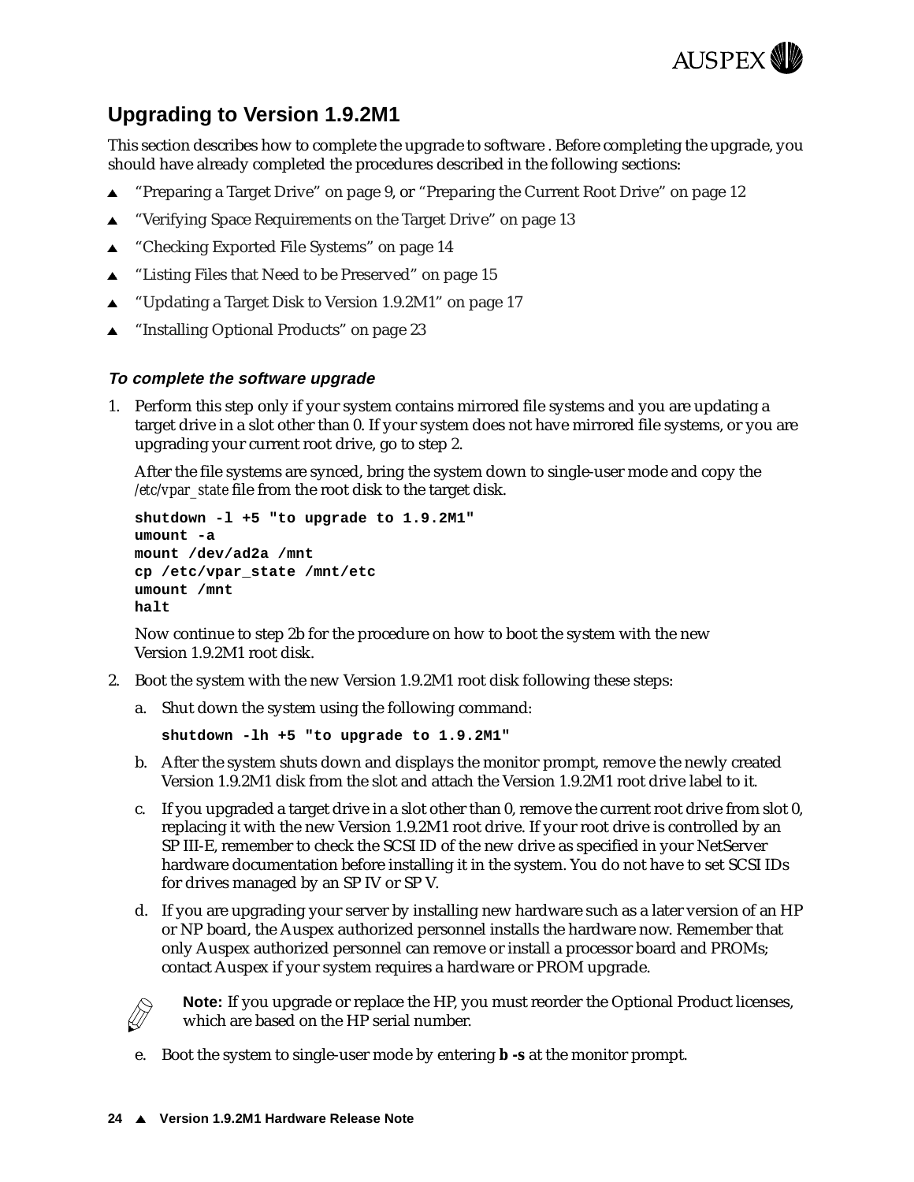## Upgrading to Version 1.9.2M1

This section describes how to complete the upgrade to software . Before completing the upgrade, you should have already completed the procedures described in the following sections:

- "Preparing a Target Drive" on page 9, or "Preparing the Current Root Drive" on page 12
- "Verifying Space Requirements on the Target Drive" on page 13
- "Checking Exported File Systems" on page 14
- "Listing Files that Need to be Preserved" on page 15
- "Updating a Target Disk to Version 1.9.2M1" on page 17
- "Installing Optional Products" on page 23

#### *To complete the software upgrade*

1. Perform this step only if your system contains mirrored file systems and you are updating a target drive in a slot other than 0. If your system does not have mirrored file systems, or you are upgrading your current root drive, go to step 2.

   After the file systems are synced, bring the system down to single-user mode and copy the */etc/vpar_state* file from the root disk to the target disk.

   ```
   shutdown -l +5 "to upgrade to 1.9.2M1"
   umount -a
   mount /dev/ad2a /mnt
   cp /etc/vpar_state /mnt/etc
   umount /mnt
   halt
   ```

   Now continue to step 2b for the procedure on how to boot the system with the new Version 1.9.2M1 root disk.

2. Boot the system with the new Version 1.9.2M1 root disk following these steps:

   a. Shut down the system using the following command:

   ```
   shutdown -lh +5 "to upgrade to 1.9.2M1"
   ```

   b. After the system shuts down and displays the monitor prompt, remove the newly created Version 1.9.2M1 disk from the slot and attach the Version 1.9.2M1 root drive label to it.

   c. If you upgraded a target drive in a slot other than 0, remove the current root drive from slot 0, replacing it with the new Version 1.9.2M1 root drive. If your root drive is controlled by an SP III-E, remember to check the SCSI ID of the new drive as specified in your NetServer hardware documentation before installing it in the system. You do not have to set SCSI IDs for drives managed by an SP IV or SP V.

   d. If you are upgrading your server by installing new hardware such as a later version of an HP or NP board, the Auspex authorized personnel installs the hardware now. Remember that only Auspex authorized personnel can remove or install a processor board and PROMs; contact Auspex if your system requires a hardware or PROM upgrade.

   **Note:** If you upgrade or replace the HP, you must reorder the Optional Product licenses, which are based on the HP serial number.

   e. Boot the system to single-user mode by entering **b -s** at the monitor prompt.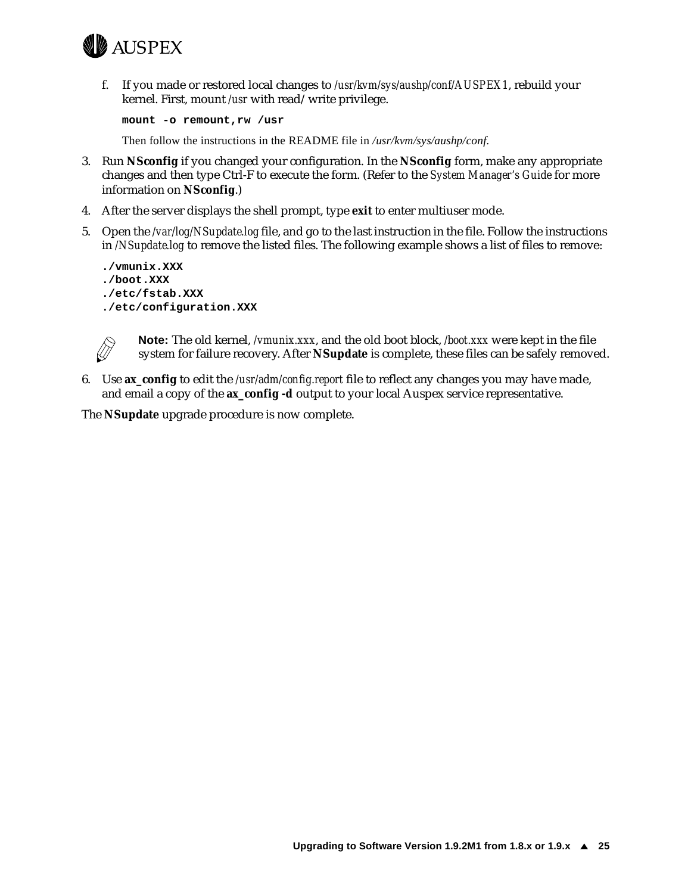f. If you made or restored local changes to */usr/kvm/sys/aushp/conf/AUSPEX1*, rebuild your kernel. First, mount */usr* with read/write privilege.

```
mount -o remount,rw /usr
```

Then follow the instructions in the README file in */usr/kvm/sys/aushp/conf*.

3. Run **NSconfig** if you changed your configuration. In the **NSconfig** form, make any appropriate changes and then type Ctrl-F to execute the form. (Refer to the *System Manager's Guide* for more information on **NSconfig**.)

4. After the server displays the shell prompt, type **exit** to enter multiuser mode.

5. Open the */var/log/NSupdate.log* file, and go to the last instruction in the file. Follow the instructions in */NSupdate.log* to remove the listed files. The following example shows a list of files to remove:

```
./vmunix.XXX
./boot.XXX
./etc/fstab.XXX
./etc/configuration.XXX
```

> **Note:** The old kernel, */vmunix.xxx*, and the old boot block, */boot.xxx* were kept in the file system for failure recovery. After **NSupdate** is complete, these files can be safely removed.

6. Use **ax_config** to edit the */usr/adm/config.report* file to reflect any changes you may have made, and email a copy of the **ax_config -d** output to your local Auspex service representative.

The **NSupdate** upgrade procedure is now complete.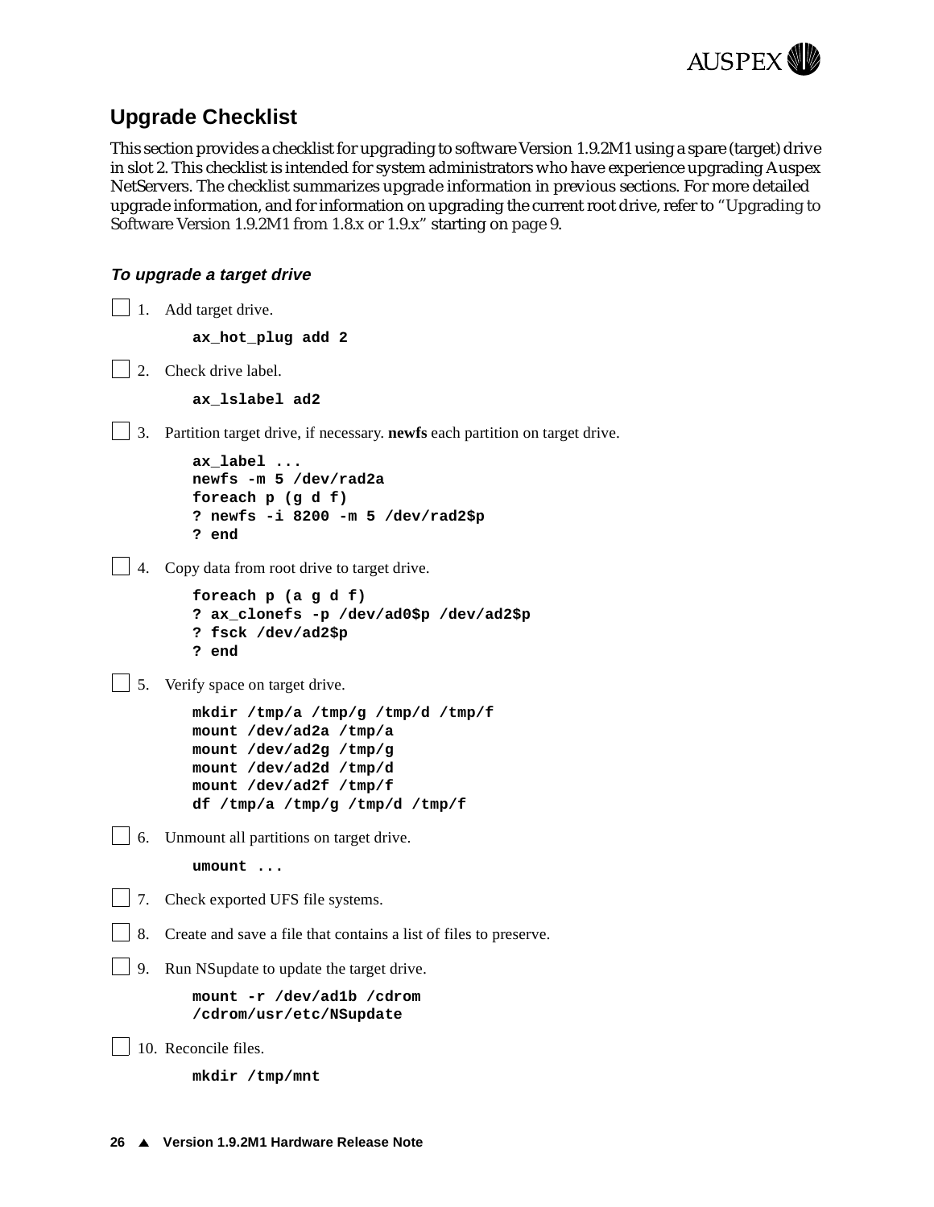## Upgrade Checklist

This section provides a checklist for upgrading to software Version 1.9.2M1 using a spare (target) drive in slot 2. This checklist is intended for system administrators who have experience upgrading Auspex NetServers. The checklist summarizes upgrade information in previous sections. For more detailed upgrade information, and for information on upgrading the current root drive, refer to "Upgrading to Software Version 1.9.2M1 from 1.8.x or 1.9.x" starting on page 9.

### *To upgrade a target drive*

- [ ] 1. Add target drive.

```
ax_hot_plug add 2
```

- [ ] 2. Check drive label.

```
ax_lslabel ad2
```

- [ ] 3. Partition target drive, if necessary. **newfs** each partition on target drive.

```
ax_label ...
newfs -m 5 /dev/rad2a
foreach p (g d f)
? newfs -i 8200 -m 5 /dev/rad2$p
? end
```

- [ ] 4. Copy data from root drive to target drive.

```
foreach p (a g d f)
? ax_clonefs -p /dev/ad0$p /dev/ad2$p
? fsck /dev/ad2$p
? end
```

- [ ] 5. Verify space on target drive.

```
mkdir /tmp/a /tmp/g /tmp/d /tmp/f
mount /dev/ad2a /tmp/a
mount /dev/ad2g /tmp/g
mount /dev/ad2d /tmp/d
mount /dev/ad2f /tmp/f
df /tmp/a /tmp/g /tmp/d /tmp/f
```

- [ ] 6. Unmount all partitions on target drive.

```
umount ...
```

- [ ] 7. Check exported UFS file systems.

- [ ] 8. Create and save a file that contains a list of files to preserve.

- [ ] 9. Run NSupdate to update the target drive.

```
mount -r /dev/ad1b /cdrom
/cdrom/usr/etc/NSupdate
```

- [ ] 10. Reconcile files.

```
mkdir /tmp/mnt
```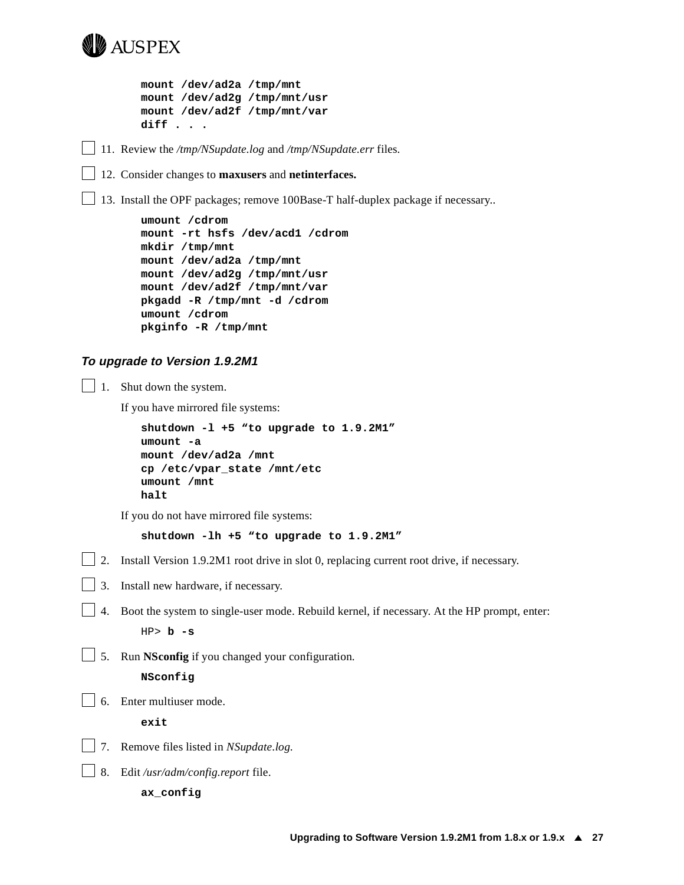```
mount /dev/ad2a /tmp/mnt
mount /dev/ad2g /tmp/mnt/usr
mount /dev/ad2f /tmp/mnt/var
diff . . .
```

- [ ] 11. Review the */tmp/NSupdate.log* and */tmp/NSupdate.err* files.

- [ ] 12. Consider changes to **maxusers** and **netinterfaces.**

- [ ] 13. Install the OPF packages; remove 100Base-T half-duplex package if necessary..

```
umount /cdrom
mount -rt hsfs /dev/acd1 /cdrom
mkdir /tmp/mnt
mount /dev/ad2a /tmp/mnt
mount /dev/ad2g /tmp/mnt/usr
mount /dev/ad2f /tmp/mnt/var
pkgadd -R /tmp/mnt -d /cdrom
umount /cdrom
pkginfo -R /tmp/mnt
```

### *To upgrade to Version 1.9.2M1*

- [ ] 1. Shut down the system.

  If you have mirrored file systems:

```
shutdown -l +5 "to upgrade to 1.9.2M1"
umount -a
mount /dev/ad2a /mnt
cp /etc/vpar_state /mnt/etc
umount /mnt
halt
```

  If you do not have mirrored file systems:

```
shutdown -lh +5 "to upgrade to 1.9.2M1"
```

- [ ] 2. Install Version 1.9.2M1 root drive in slot 0, replacing current root drive, if necessary.

- [ ] 3. Install new hardware, if necessary.

- [ ] 4. Boot the system to single-user mode. Rebuild kernel, if necessary. At the HP prompt, enter:

```
HP> b -s
```

- [ ] 5. Run **NSconfig** if you changed your configuration.

```
NSconfig
```

- [ ] 6. Enter multiuser mode.

```
exit
```

- [ ] 7. Remove files listed in *NSupdate.log.*

- [ ] 8. Edit */usr/adm/config.report* file.

```
ax_config
```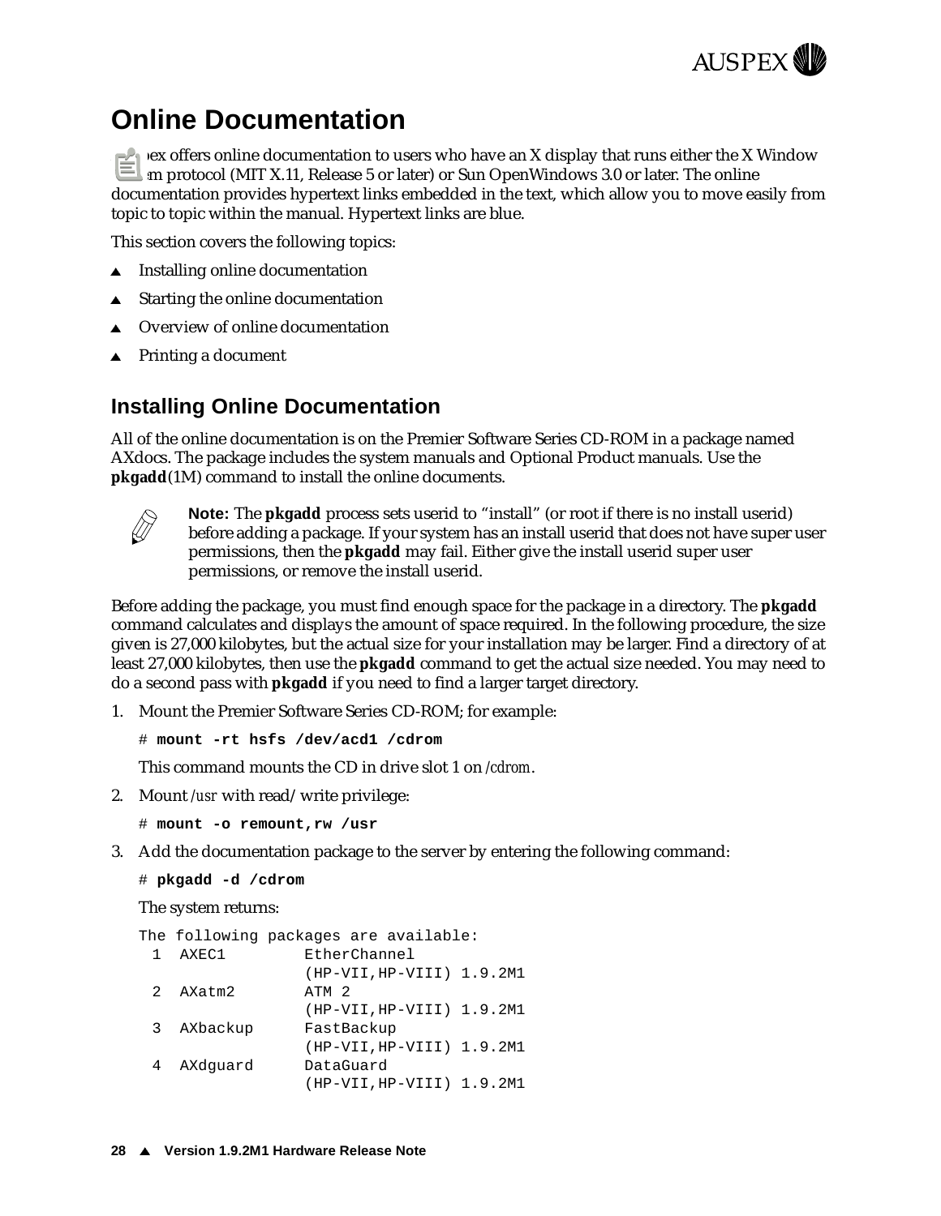# Online Documentation

Auspex offers online documentation to users who have an X display that runs either the X Window System protocol (MIT X.11, Release 5 or later) or Sun OpenWindows 3.0 or later. The online documentation provides hypertext links embedded in the text, which allow you to move easily from topic to topic within the manual. Hypertext links are blue.

This section covers the following topics:

- Installing online documentation
- Starting the online documentation
- Overview of online documentation
- Printing a document

## Installing Online Documentation

All of the online documentation is on the Premier Software Series CD-ROM in a package named AXdocs. The package includes the system manuals and Optional Product manuals. Use the **pkgadd**(1M) command to install the online documents.

> **Note:** The **pkgadd** process sets userid to "install" (or root if there is no install userid) before adding a package. If your system has an install userid that does not have super user permissions, then the **pkgadd** may fail. Either give the install userid super user permissions, or remove the install userid.

Before adding the package, you must find enough space for the package in a directory. The **pkgadd** command calculates and displays the amount of space required. In the following procedure, the size given is 27,000 kilobytes, but the actual size for your installation may be larger. Find a directory of at least 27,000 kilobytes, then use the **pkgadd** command to get the actual size needed. You may need to do a second pass with **pkgadd** if you need to find a larger target directory.

1. Mount the Premier Software Series CD-ROM; for example:

   ```
   # mount -rt hsfs /dev/acd1 /cdrom
   ```

   This command mounts the CD in drive slot 1 on */cdrom*.

2. Mount */usr* with read/write privilege:

   ```
   # mount -o remount,rw /usr
   ```

3. Add the documentation package to the server by entering the following command:

   ```
   # pkgadd -d /cdrom
   ```

   The system returns:

   ```
   The following packages are available:
     1  AXEC1        EtherChannel
                     (HP-VII,HP-VIII) 1.9.2M1
     2  AXatm2       ATM 2
                     (HP-VII,HP-VIII) 1.9.2M1
     3  AXbackup     FastBackup
                     (HP-VII,HP-VIII) 1.9.2M1
     4  AXdguard     DataGuard
                     (HP-VII,HP-VIII) 1.9.2M1
   ```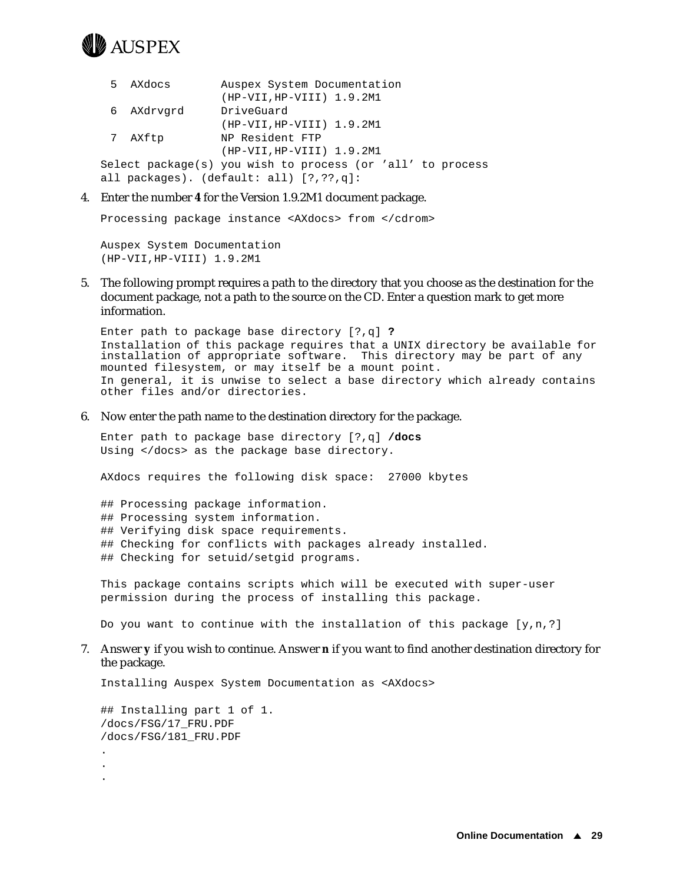```
  5  AXdocs        Auspex System Documentation
                   (HP-VII,HP-VIII) 1.9.2M1
  6  AXdrvgrd      DriveGuard
                   (HP-VII,HP-VIII) 1.9.2M1
  7  AXftp         NP Resident FTP
                   (HP-VII,HP-VIII) 1.9.2M1
Select package(s) you wish to process (or 'all' to process
all packages). (default: all) [?,??,q]:
```

4. Enter the number **4** for the Version 1.9.2M1 document package.

```
Processing package instance <AXdocs> from </cdrom>

Auspex System Documentation
(HP-VII,HP-VIII) 1.9.2M1
```

5. The following prompt requires a path to the directory that you choose as the destination for the document package, not a path to the source on the CD. Enter a question mark to get more information.

```
Enter path to package base directory [?,q] ?
Installation of this package requires that a UNIX directory be available for
installation of appropriate software.  This directory may be part of any
mounted filesystem, or may itself be a mount point.
In general, it is unwise to select a base directory which already contains
other files and/or directories.
```

6. Now enter the path name to the destination directory for the package.

```
Enter path to package base directory [?,q] /docs
Using </docs> as the package base directory.

AXdocs requires the following disk space:  27000 kbytes

## Processing package information.
## Processing system information.
## Verifying disk space requirements.
## Checking for conflicts with packages already installed.
## Checking for setuid/setgid programs.

This package contains scripts which will be executed with super-user
permission during the process of installing this package.

Do you want to continue with the installation of this package [y,n,?]
```

7. Answer **y** if you wish to continue. Answer **n** if you want to find another destination directory for the package.

```
Installing Auspex System Documentation as <AXdocs>

## Installing part 1 of 1.
/docs/FSG/17_FRU.PDF
/docs/FSG/181_FRU.PDF
.
.
.
```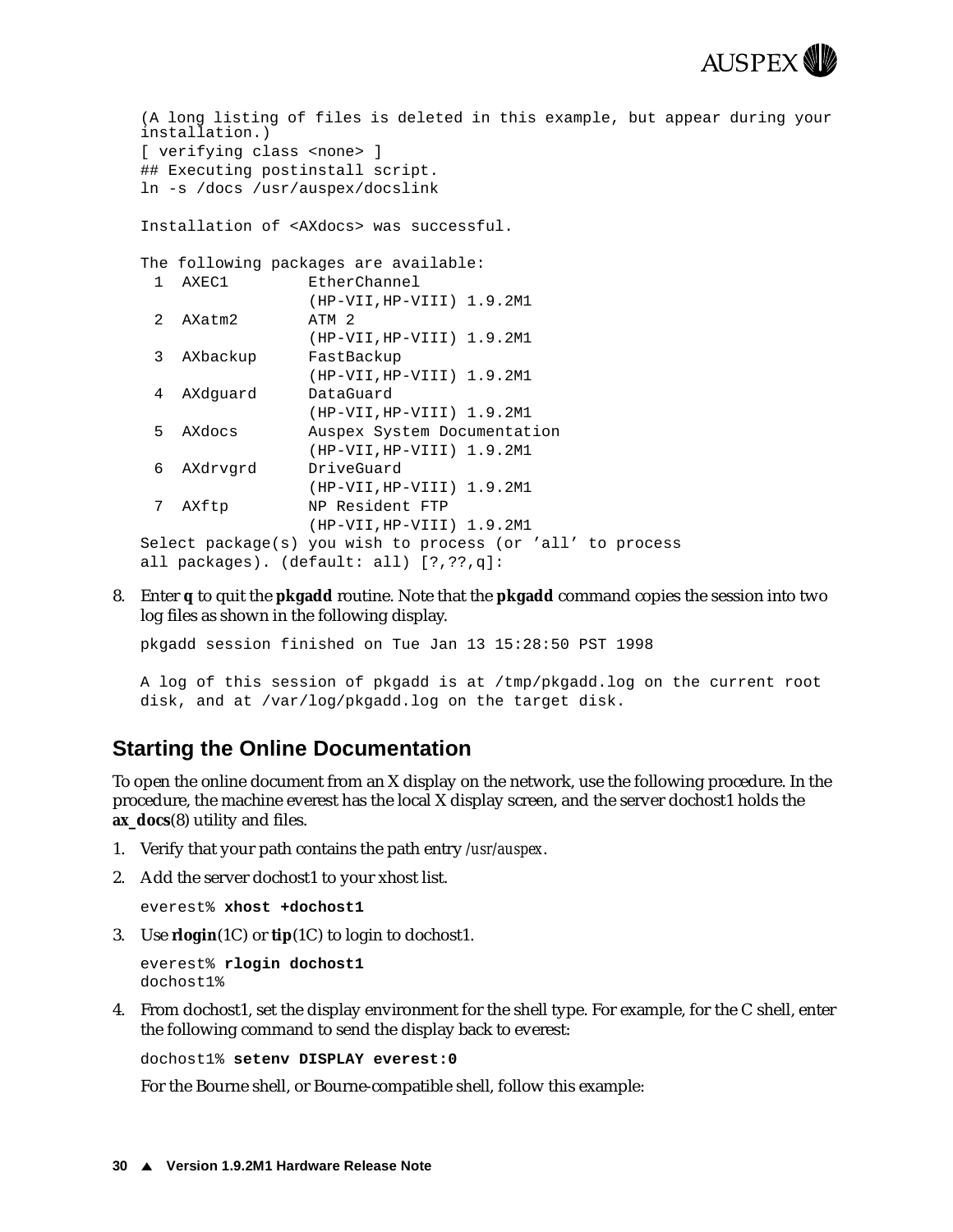```
(A long listing of files is deleted in this example, but appear during your
installation.)
[ verifying class <none> ]
## Executing postinstall script.
ln -s /docs /usr/auspex/docslink

Installation of <AXdocs> was successful.

The following packages are available:
  1  AXEC1        EtherChannel
                  (HP-VII,HP-VIII) 1.9.2M1
  2  AXatm2       ATM 2
                  (HP-VII,HP-VIII) 1.9.2M1
  3  AXbackup     FastBackup
                  (HP-VII,HP-VIII) 1.9.2M1
  4  AXdguard     DataGuard
                  (HP-VII,HP-VIII) 1.9.2M1
  5  AXdocs       Auspex System Documentation
                  (HP-VII,HP-VIII) 1.9.2M1
  6  AXdrvgrd     DriveGuard
                  (HP-VII,HP-VIII) 1.9.2M1
  7  AXftp        NP Resident FTP
                  (HP-VII,HP-VIII) 1.9.2M1
Select package(s) you wish to process (or 'all' to process
all packages). (default: all) [?,??,q]:
```

8. Enter **q** to quit the **pkgadd** routine. Note that the **pkgadd** command copies the session into two log files as shown in the following display.

```
pkgadd session finished on Tue Jan 13 15:28:50 PST 1998

A log of this session of pkgadd is at /tmp/pkgadd.log on the current root
disk, and at /var/log/pkgadd.log on the target disk.
```

## Starting the Online Documentation

To open the online document from an X display on the network, use the following procedure. In the procedure, the machine everest has the local X display screen, and the server dochost1 holds the **ax_docs**(8) utility and files.

1. Verify that your path contains the path entry */usr/auspex*.
2. Add the server dochost1 to your xhost list.

   ```
   everest% xhost +dochost1
   ```

3. Use **rlogin**(1C) or **tip**(1C) to login to dochost1.

   ```
   everest% rlogin dochost1
   dochost1%
   ```

4. From dochost1, set the display environment for the shell type. For example, for the C shell, enter the following command to send the display back to everest:

   ```
   dochost1% setenv DISPLAY everest:0
   ```

   For the Bourne shell, or Bourne-compatible shell, follow this example: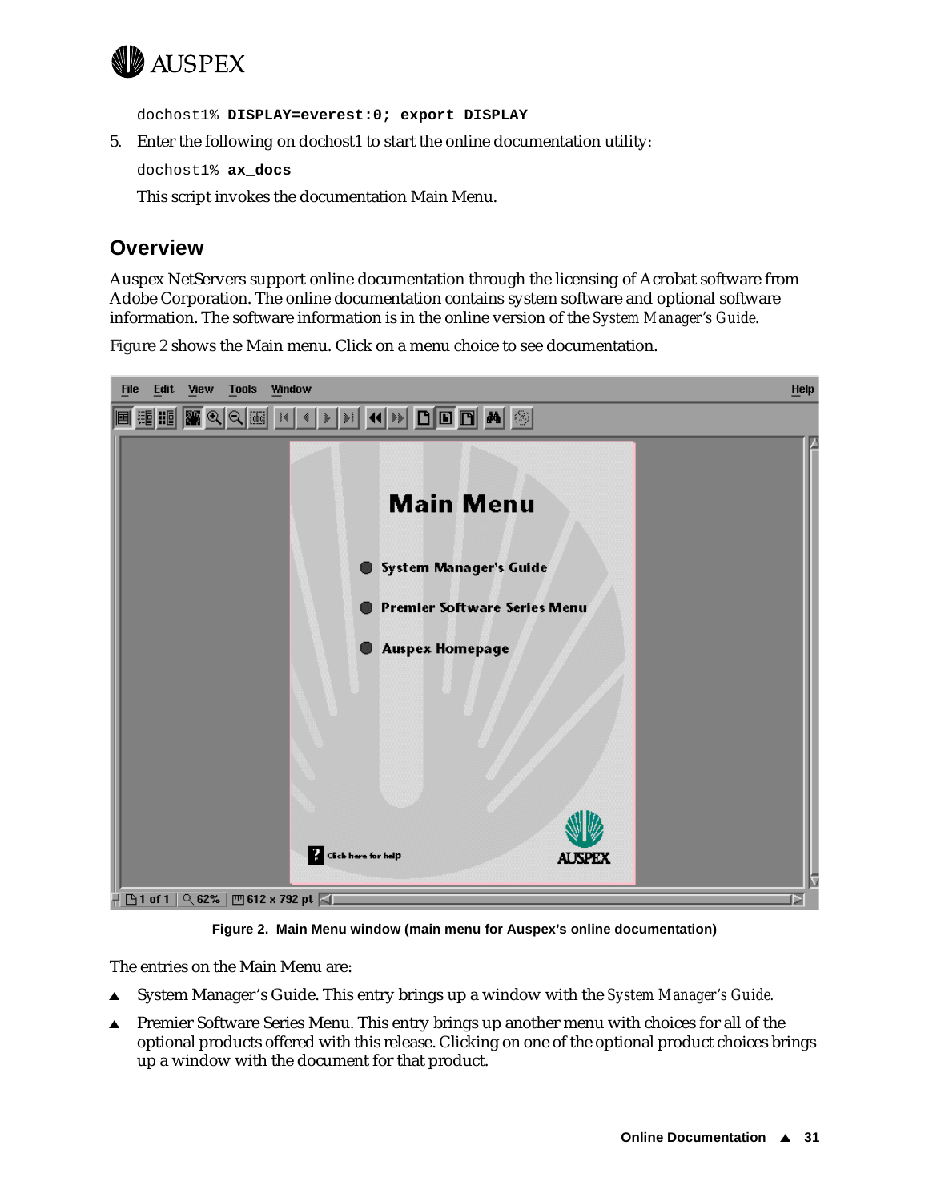```
dochost1% DISPLAY=everest:0; export DISPLAY
```

5. Enter the following on dochost1 to start the online documentation utility:

```
dochost1% ax_docs
```

   This script invokes the documentation Main Menu.

## Overview

Auspex NetServers support online documentation through the licensing of Acrobat software from Adobe Corporation. The online documentation contains system software and optional software information. The software information is in the online version of the *System Manager's Guide*.

Figure 2 shows the Main menu. Click on a menu choice to see documentation.

**Figure 2. Main Menu window (main menu for Auspex's online documentation)**

The entries on the Main Menu are:

- System Manager's Guide. This entry brings up a window with the *System Manager's Guide.*
- Premier Software Series Menu. This entry brings up another menu with choices for all of the optional products offered with this release. Clicking on one of the optional product choices brings up a window with the document for that product.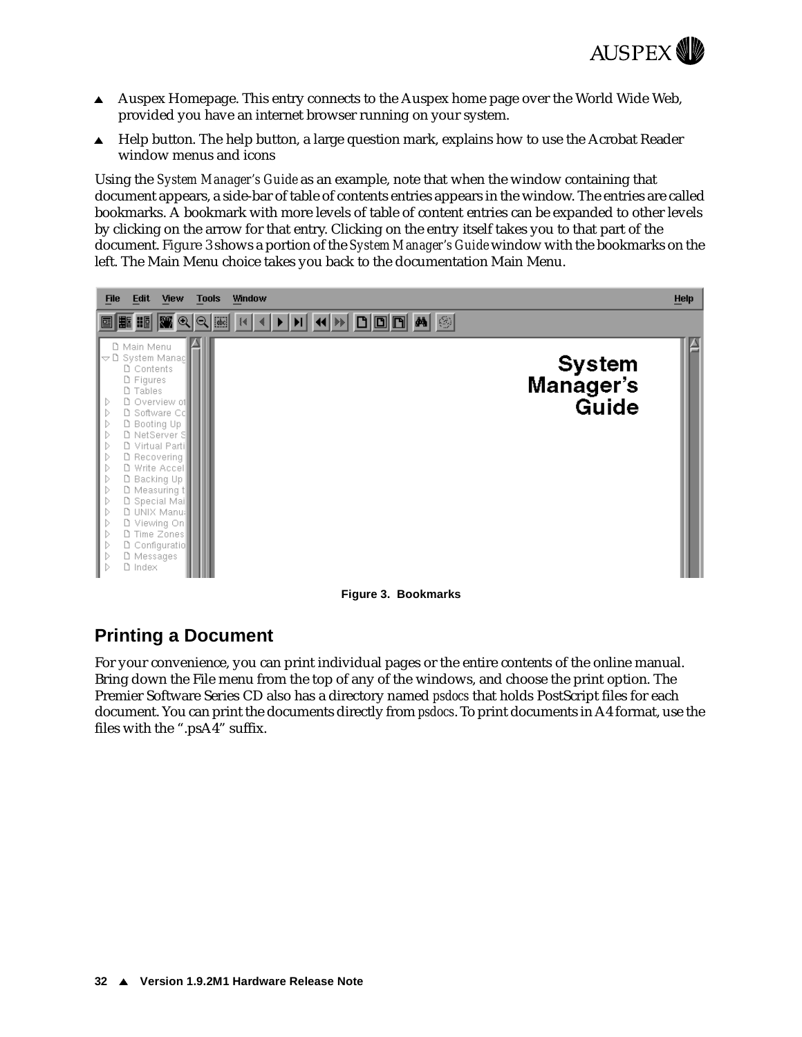- Auspex Homepage. This entry connects to the Auspex home page over the World Wide Web, provided you have an internet browser running on your system.
- Help button. The help button, a large question mark, explains how to use the Acrobat Reader window menus and icons

Using the *System Manager's Guide* as an example, note that when the window containing that document appears, a side-bar of table of contents entries appears in the window. The entries are called bookmarks. A bookmark with more levels of table of content entries can be expanded to other levels by clicking on the arrow for that entry. Clicking on the entry itself takes you to that part of the document. Figure 3 shows a portion of the *System Manager's Guide* window with the bookmarks on the left. The Main Menu choice takes you back to the documentation Main Menu.

**Figure 3. Bookmarks**

## Printing a Document

For your convenience, you can print individual pages or the entire contents of the online manual. Bring down the File menu from the top of any of the windows, and choose the print option. The Premier Software Series CD also has a directory named *psdocs* that holds PostScript files for each document. You can print the documents directly from *psdocs*. To print documents in A4 format, use the files with the ".psA4" suffix.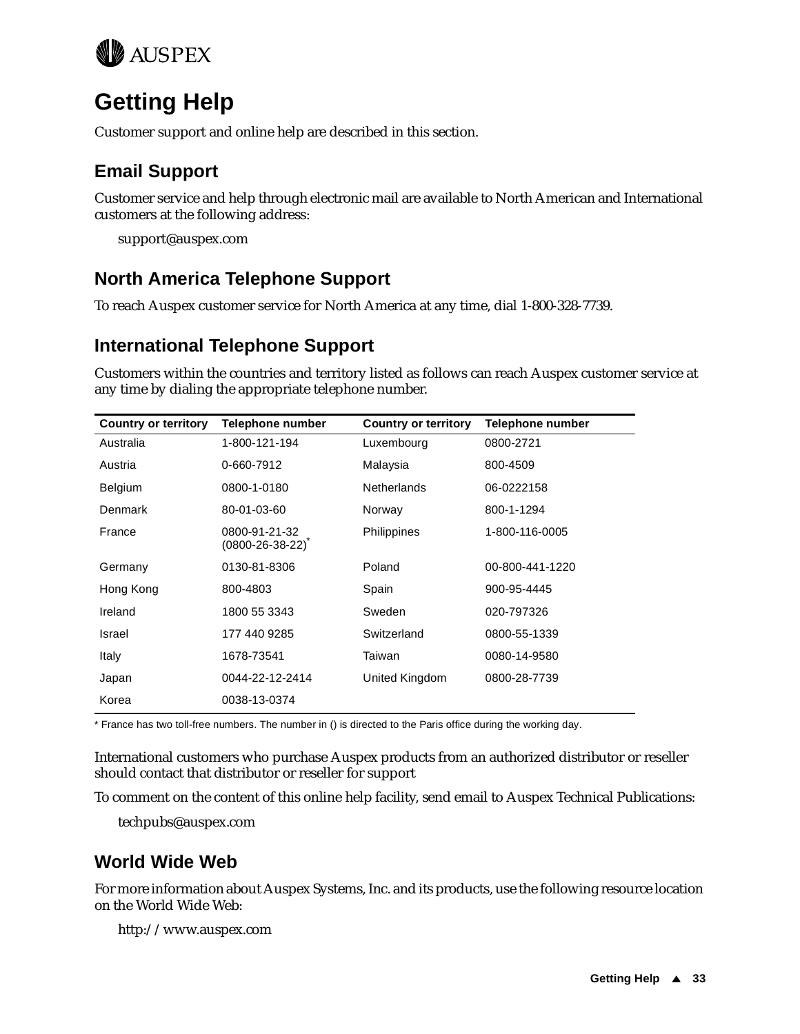# Getting Help

Customer support and online help are described in this section.

## Email Support

Customer service and help through electronic mail are available to North American and International customers at the following address:

support@auspex.com

## North America Telephone Support

To reach Auspex customer service for North America at any time, dial 1-800-328-7739.

## International Telephone Support

Customers within the countries and territory listed as follows can reach Auspex customer service at any time by dialing the appropriate telephone number.

| Country or territory | Telephone number | Country or territory | Telephone number |
|---|---|---|---|
| Australia | 1-800-121-194 | Luxembourg | 0800-2721 |
| Austria | 0-660-7912 | Malaysia | 800-4509 |
| Belgium | 0800-1-0180 | Netherlands | 06-0222158 |
| Denmark | 80-01-03-60 | Norway | 800-1-1294 |
| France | 0800-91-21-32 (0800-26-38-22)* | Philippines | 1-800-116-0005 |
| Germany | 0130-81-8306 | Poland | 00-800-441-1220 |
| Hong Kong | 800-4803 | Spain | 900-95-4445 |
| Ireland | 1800 55 3343 | Sweden | 020-797326 |
| Israel | 177 440 9285 | Switzerland | 0800-55-1339 |
| Italy | 1678-73541 | Taiwan | 0080-14-9580 |
| Japan | 0044-22-12-2414 | United Kingdom | 0800-28-7739 |
| Korea | 0038-13-0374 | | |

* France has two toll-free numbers. The number in () is directed to the Paris office during the working day.

International customers who purchase Auspex products from an authorized distributor or reseller should contact that distributor or reseller for support

To comment on the content of this online help facility, send email to Auspex Technical Publications:

techpubs@auspex.com

## World Wide Web

For more information about Auspex Systems, Inc. and its products, use the following resource location on the World Wide Web:

http://www.auspex.com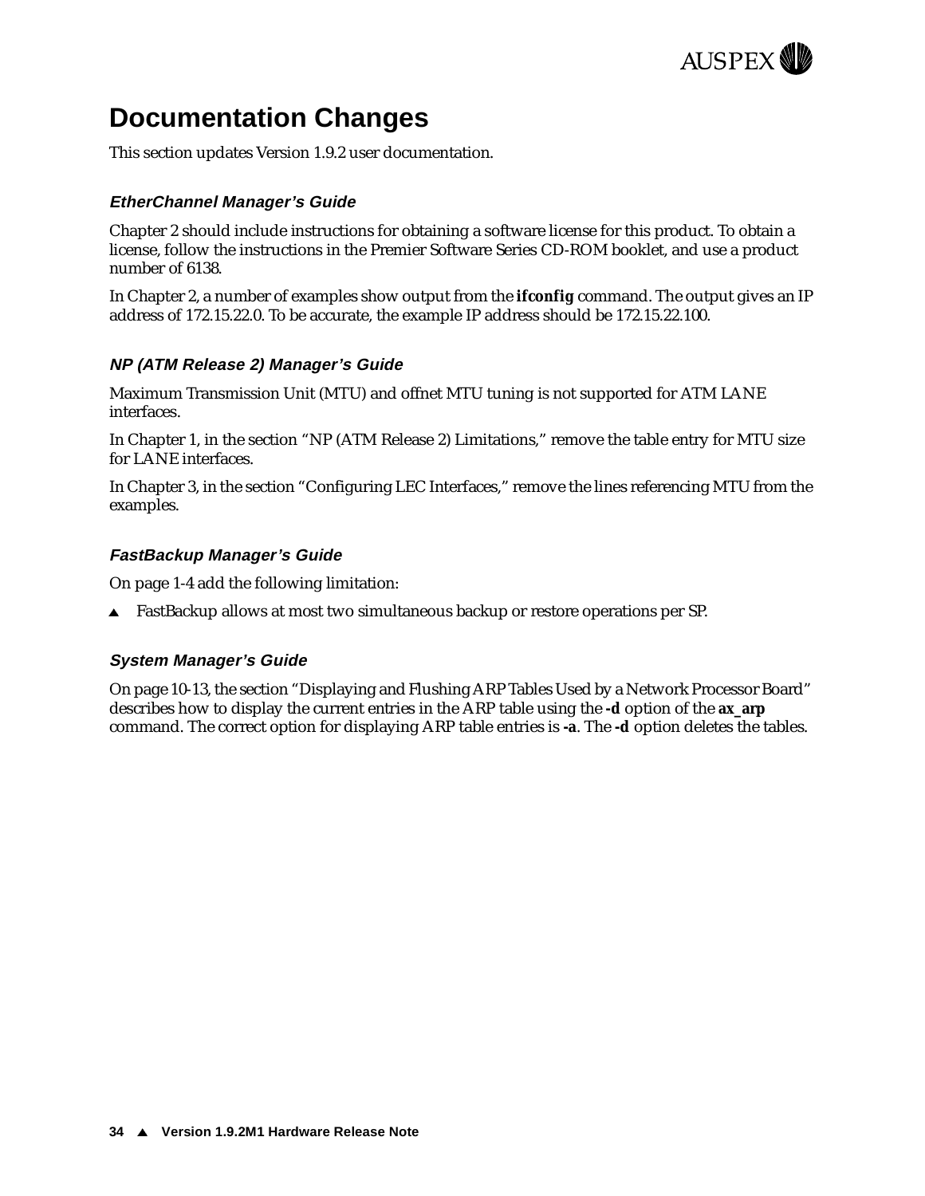# Documentation Changes

This section updates Version 1.9.2 user documentation.

### *EtherChannel Manager's Guide*

Chapter 2 should include instructions for obtaining a software license for this product. To obtain a license, follow the instructions in the Premier Software Series CD-ROM booklet, and use a product number of 6138.

In Chapter 2, a number of examples show output from the **ifconfig** command. The output gives an IP address of 172.15.22.0. To be accurate, the example IP address should be 172.15.22.100.

### *NP (ATM Release 2) Manager's Guide*

Maximum Transmission Unit (MTU) and offnet MTU tuning is not supported for ATM LANE interfaces.

In Chapter 1, in the section "NP (ATM Release 2) Limitations," remove the table entry for MTU size for LANE interfaces.

In Chapter 3, in the section "Configuring LEC Interfaces," remove the lines referencing MTU from the examples.

### *FastBackup Manager's Guide*

On page 1-4 add the following limitation:

- FastBackup allows at most two simultaneous backup or restore operations per SP.

### *System Manager's Guide*

On page 10-13, the section "Displaying and Flushing ARP Tables Used by a Network Processor Board" describes how to display the current entries in the ARP table using the **-d** option of the **ax_arp** command. The correct option for displaying ARP table entries is **-a**. The **-d** option deletes the tables.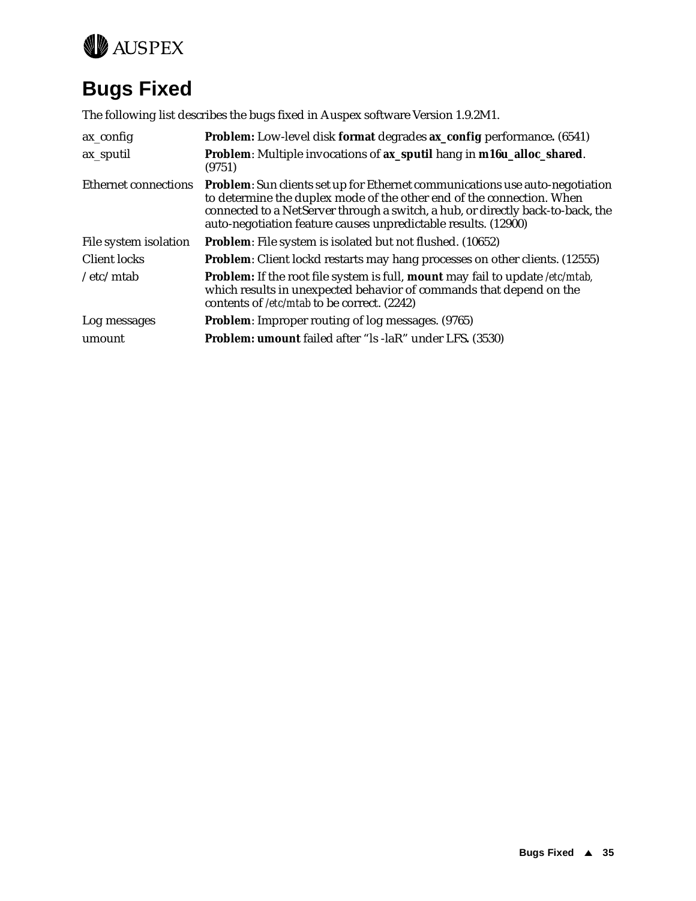# Bugs Fixed

The following list describes the bugs fixed in Auspex software Version 1.9.2M1.

| | |
|---|---|
| ax_config | **Problem:** Low-level disk **format** degrades **ax_config** performance**.** (6541) |
| ax_sputil | **Problem**: Multiple invocations of **ax_sputil** hang in **m16u_alloc_shared**. (9751) |
| Ethernet connections | **Problem**: Sun clients set up for Ethernet communications use auto-negotiation to determine the duplex mode of the other end of the connection. When connected to a NetServer through a switch, a hub, or directly back-to-back, the auto-negotiation feature causes unpredictable results. (12900) |
| File system isolation | **Problem**: File system is isolated but not flushed. (10652) |
| Client locks | **Problem**: Client lockd restarts may hang processes on other clients. (12555) |
| /etc/mtab | **Problem:** If the root file system is full, **mount** may fail to update */etc/mtab,* which results in unexpected behavior of commands that depend on the contents of */etc/mtab* to be correct. (2242) |
| Log messages | **Problem**: Improper routing of log messages. (9765) |
| umount | **Problem: umount** failed after "ls -laR" under LFS**.** (3530) |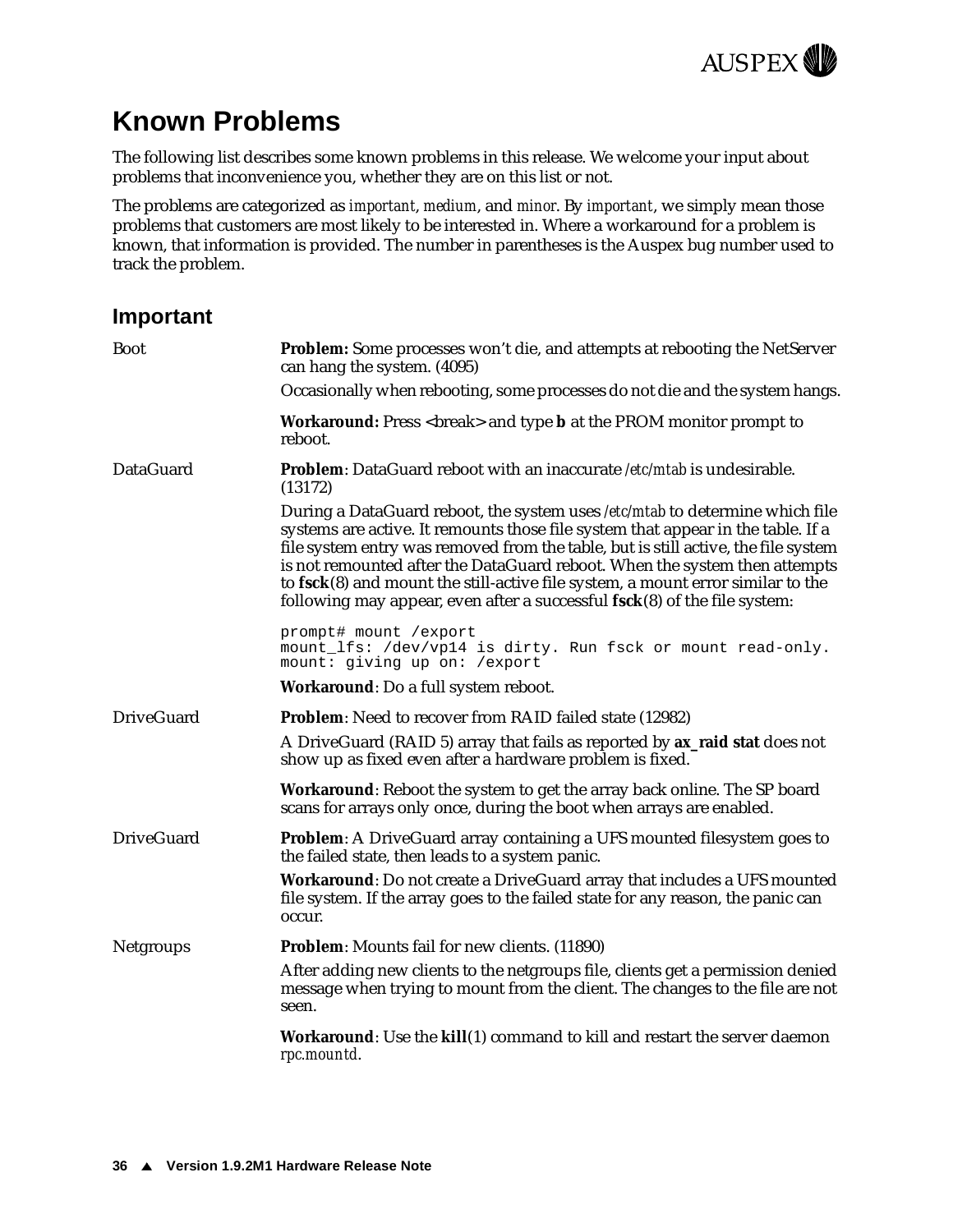# Known Problems

The following list describes some known problems in this release. We welcome your input about problems that inconvenience you, whether they are on this list or not.

The problems are categorized as *important*, *medium*, and *minor*. By *important*, we simply mean those problems that customers are most likely to be interested in. Where a workaround for a problem is known, that information is provided. The number in parentheses is the Auspex bug number used to track the problem.

## Important

**Boot**

**Problem:** Some processes won't die, and attempts at rebooting the NetServer can hang the system. (4095)

Occasionally when rebooting, some processes do not die and the system hangs.

**Workaround:** Press <break> and type **b** at the PROM monitor prompt to reboot.

**DataGuard**

**Problem**: DataGuard reboot with an inaccurate */etc/mtab* is undesirable. (13172)

During a DataGuard reboot, the system uses */etc/mtab* to determine which file systems are active. It remounts those file system that appear in the table. If a file system entry was removed from the table, but is still active, the file system is not remounted after the DataGuard reboot. When the system then attempts to **fsck**(8) and mount the still-active file system, a mount error similar to the following may appear, even after a successful **fsck**(8) of the file system:

```
prompt# mount /export
mount_lfs: /dev/vp14 is dirty. Run fsck or mount read-only.
mount: giving up on: /export
```

**Workaround**: Do a full system reboot.

**DriveGuard**

**Problem**: Need to recover from RAID failed state (12982)

A DriveGuard (RAID 5) array that fails as reported by **ax_raid stat** does not show up as fixed even after a hardware problem is fixed.

**Workaround**: Reboot the system to get the array back online. The SP board scans for arrays only once, during the boot when arrays are enabled.

**DriveGuard**

**Problem**: A DriveGuard array containing a UFS mounted filesystem goes to the failed state, then leads to a system panic.

**Workaround**: Do not create a DriveGuard array that includes a UFS mounted file system. If the array goes to the failed state for any reason, the panic can occur.

**Netgroups**

**Problem**: Mounts fail for new clients. (11890)

After adding new clients to the netgroups file, clients get a permission denied message when trying to mount from the client. The changes to the file are not seen.

**Workaround**: Use the **kill**(1) command to kill and restart the server daemon *rpc.mountd*.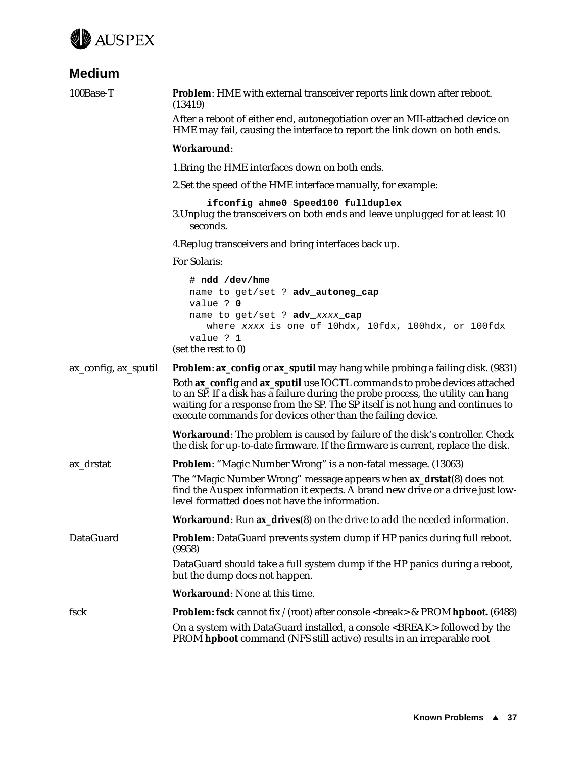## Medium

**100Base-T**

**Problem**: HME with external transceiver reports link down after reboot. (13419)

After a reboot of either end, autonegotiation over an MII-attached device on HME may fail, causing the interface to report the link down on both ends.

**Workaround**:

1. Bring the HME interfaces down on both ends.
2. Set the speed of the HME interface manually, for example:

```
ifconfig ahme0 Speed100 fullduplex
```

3. Unplug the transceivers on both ends and leave unplugged for at least 10 seconds.
4. Replug transceivers and bring interfaces back up.

For Solaris:

```
# ndd /dev/hme
name to get/set ? adv_autoneg_cap
value ? 0
name to get/set ? adv_xxxx_cap
   where xxxx is one of 10hdx, 10fdx, 100hdx, or 100fdx
value ? 1
```

(set the rest to 0)

**ax_config, ax_sputil**

**Problem**: **ax_config** or **ax_sputil** may hang while probing a failing disk. (9831)

Both **ax_config** and **ax_sputil** use IOCTL commands to probe devices attached to an SP. If a disk has a failure during the probe process, the utility can hang waiting for a response from the SP. The SP itself is not hung and continues to execute commands for devices other than the failing device.

**Workaround**: The problem is caused by failure of the disk's controller. Check the disk for up-to-date firmware. If the firmware is current, replace the disk.

**ax_drstat**

**Problem**: "Magic Number Wrong" is a non-fatal message. (13063)

The "Magic Number Wrong" message appears when **ax_drstat**(8) does not find the Auspex information it expects. A brand new drive or a drive just low-level formatted does not have the information.

**Workaround**: Run **ax_drives**(8) on the drive to add the needed information.

**DataGuard**

**Problem**: DataGuard prevents system dump if HP panics during full reboot. (9958)

DataGuard should take a full system dump if the HP panics during a reboot, but the dump does not happen.

**Workaround**: None at this time.

**fsck**

**Problem: fsck** cannot fix / (root) after console <break> & PROM **hpboot.** (6488)

On a system with DataGuard installed, a console <BREAK> followed by the PROM **hpboot** command (NFS still active) results in an irreparable root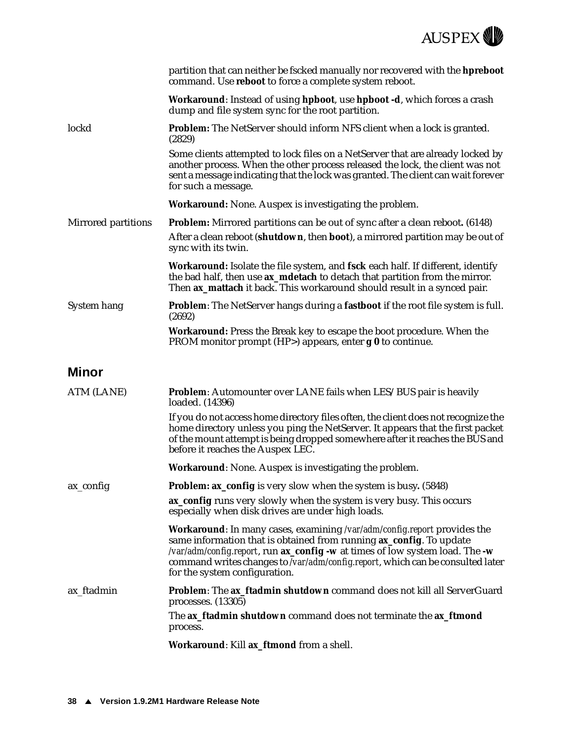partition that can neither be fscked manually nor recovered with the **hpreboot** command. Use **reboot** to force a complete system reboot.

**Workaround**: Instead of using **hpboot**, use **hpboot -d**, which forces a crash dump and file system sync for the root partition.

| | |
|---|---|
| lockd | **Problem:** The NetServer should inform NFS client when a lock is granted. (2829)<br><br>Some clients attempted to lock files on a NetServer that are already locked by another process. When the other process released the lock, the client was not sent a message indicating that the lock was granted. The client can wait forever for such a message.<br><br>**Workaround:** None. Auspex is investigating the problem. |
| Mirrored partitions | **Problem:** Mirrored partitions can be out of sync after a clean reboot**.** (6148)<br><br>After a clean reboot (**shutdown**, then **boot**), a mirrored partition may be out of sync with its twin.<br><br>**Workaround:** Isolate the file system, and **fsck** each half. If different, identify the bad half, then use **ax_mdetach** to detach that partition from the mirror. Then **ax_mattach** it back. This workaround should result in a synced pair. |
| System hang | **Problem**: The NetServer hangs during a **fastboot** if the root file system is full. (2692)<br><br>**Workaround:** Press the Break key to escape the boot procedure. When the PROM monitor prompt (HP>) appears, enter **g 0** to continue. |

## Minor

| | |
|---|---|
| ATM (LANE) | **Problem**: Automounter over LANE fails when LES/BUS pair is heavily loaded. (14396)<br><br>If you do not access home directory files often, the client does not recognize the home directory unless you ping the NetServer. It appears that the first packet of the mount attempt is being dropped somewhere after it reaches the BUS and before it reaches the Auspex LEC.<br><br>**Workaround**: None. Auspex is investigating the problem. |
| ax_config | **Problem: ax_config** is very slow when the system is busy**.** (5848)<br><br>**ax_config** runs very slowly when the system is very busy. This occurs especially when disk drives are under high loads.<br><br>**Workaround**: In many cases, examining */var/adm/config.report* provides the same information that is obtained from running **ax_config**. To update */var/adm/config.report*, run **ax_config -w** at times of low system load. The **-w** command writes changes to */var/adm/config.report*, which can be consulted later for the system configuration. |
| ax_ftadmin | **Problem**: The **ax_ftadmin shutdown** command does not kill all ServerGuard processes. (13305)<br><br>The **ax_ftadmin shutdown** command does not terminate the **ax_ftmond** process.<br><br>**Workaround**: Kill **ax_ftmond** from a shell. |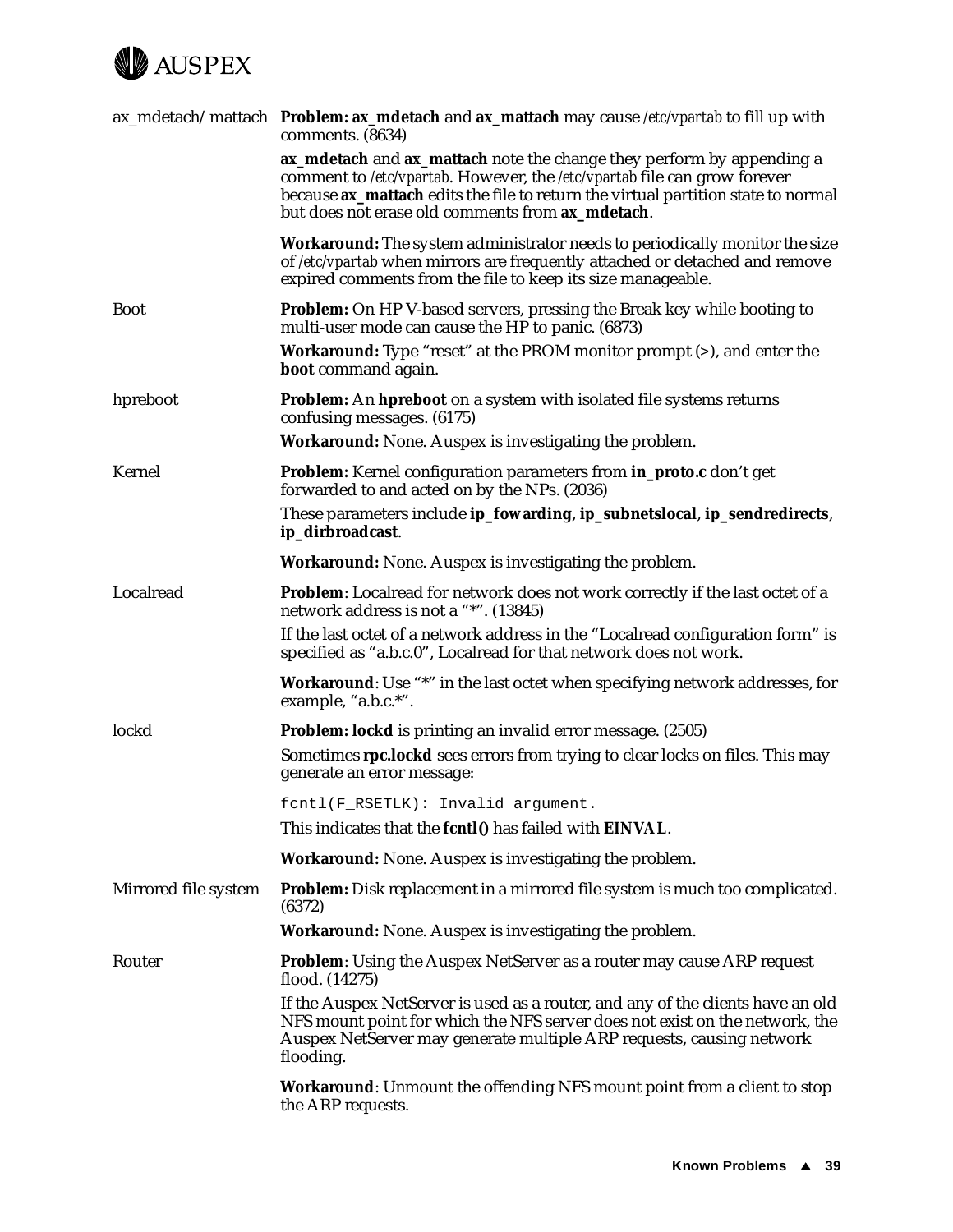**ax_mdetach/mattach**

**Problem: ax_mdetach** and **ax_mattach** may cause */etc/vpartab* to fill up with comments. (8634)

**ax_mdetach** and **ax_mattach** note the change they perform by appending a comment to */etc/vpartab*. However, the */etc/vpartab* file can grow forever because **ax_mattach** edits the file to return the virtual partition state to normal but does not erase old comments from **ax_mdetach**.

**Workaround:** The system administrator needs to periodically monitor the size of */etc/vpartab* when mirrors are frequently attached or detached and remove expired comments from the file to keep its size manageable.

**Boot**

**Problem:** On HP V-based servers, pressing the Break key while booting to multi-user mode can cause the HP to panic. (6873)

**Workaround:** Type "reset" at the PROM monitor prompt (>), and enter the **boot** command again.

**hpreboot**

**Problem:** An **hpreboot** on a system with isolated file systems returns confusing messages. (6175)

**Workaround:** None. Auspex is investigating the problem.

**Kernel**

**Problem:** Kernel configuration parameters from **in_proto.c** don't get forwarded to and acted on by the NPs. (2036)

These parameters include **ip_fowarding**, **ip_subnetslocal**, **ip_sendredirects**, **ip_dirbroadcast**.

**Workaround:** None. Auspex is investigating the problem.

**Localread**

**Problem**: Localread for network does not work correctly if the last octet of a network address is not a "*". (13845)

If the last octet of a network address in the "Localread configuration form" is specified as "a.b.c.0", Localread for that network does not work.

**Workaround**: Use "*" in the last octet when specifying network addresses, for example, "a.b.c.*".

**lockd**

**Problem: lockd** is printing an invalid error message. (2505)

Sometimes **rpc.lockd** sees errors from trying to clear locks on files. This may generate an error message:

```
fcntl(F_RSETLK): Invalid argument.
```

This indicates that the **fcntl()** has failed with **EINVAL**.

**Workaround:** None. Auspex is investigating the problem.

**Mirrored file system**

**Problem:** Disk replacement in a mirrored file system is much too complicated. (6372)

**Workaround:** None. Auspex is investigating the problem.

**Router**

**Problem**: Using the Auspex NetServer as a router may cause ARP request flood. (14275)

If the Auspex NetServer is used as a router, and any of the clients have an old NFS mount point for which the NFS server does not exist on the network, the Auspex NetServer may generate multiple ARP requests, causing network flooding.

**Workaround**: Unmount the offending NFS mount point from a client to stop the ARP requests.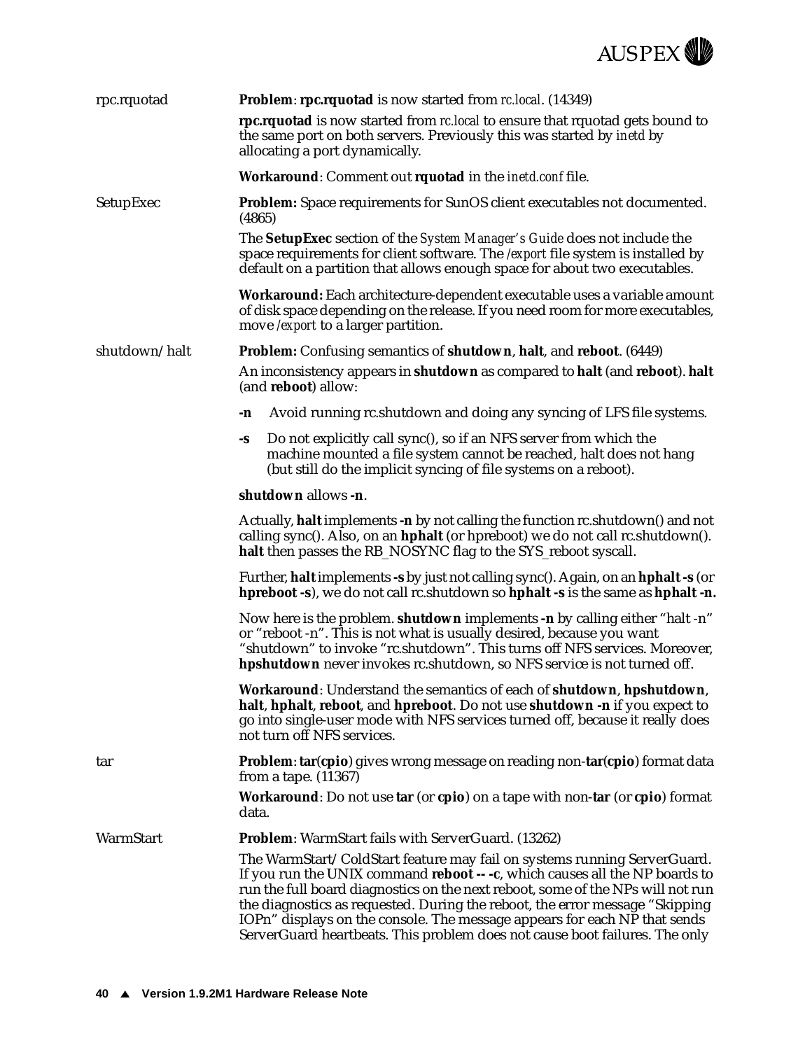rpc.rquotad

**Problem**: **rpc.rquotad** is now started from *rc.local*. (14349)

**rpc.rquotad** is now started from *rc.local* to ensure that rquotad gets bound to the same port on both servers. Previously this was started by *inetd* by allocating a port dynamically.

**Workaround**: Comment out **rquotad** in the *inetd.conf* file.

SetupExec

**Problem:** Space requirements for SunOS client executables not documented. (4865)

The **SetupExec** section of the *System Manager's Guide* does not include the space requirements for client software. The */export* file system is installed by default on a partition that allows enough space for about two executables.

**Workaround:** Each architecture-dependent executable uses a variable amount of disk space depending on the release. If you need room for more executables, move */export* to a larger partition.

shutdown/halt

**Problem:** Confusing semantics of **shutdown**, **halt**, and **reboot**. (6449)

An inconsistency appears in **shutdown** as compared to **halt** (and **reboot**). **halt** (and **reboot**) allow:

- **-n** Avoid running rc.shutdown and doing any syncing of LFS file systems.
- **-s** Do not explicitly call sync(), so if an NFS server from which the machine mounted a file system cannot be reached, halt does not hang (but still do the implicit syncing of file systems on a reboot).

**shutdown** allows **-n**.

Actually, **halt** implements **-n** by not calling the function rc.shutdown() and not calling sync(). Also, on an **hphalt** (or hpreboot) we do not call rc.shutdown(). **halt** then passes the RB_NOSYNC flag to the SYS_reboot syscall.

Further, **halt** implements **-s** by just not calling sync(). Again, on an **hphalt -s** (or **hpreboot -s**), we do not call rc.shutdown so **hphalt -s** is the same as **hphalt -n.**

Now here is the problem. **shutdown** implements **-n** by calling either "halt -n" or "reboot -n". This is not what is usually desired, because you want "shutdown" to invoke "rc.shutdown". This turns off NFS services. Moreover, **hpshutdown** never invokes rc.shutdown, so NFS service is not turned off.

**Workaround**: Understand the semantics of each of **shutdown**, **hpshutdown**, **halt**, **hphalt**, **reboot**, and **hpreboot**. Do not use **shutdown -n** if you expect to go into single-user mode with NFS services turned off, because it really does not turn off NFS services.

tar

**Problem**: **tar**(**cpio**) gives wrong message on reading non-**tar**(**cpio**) format data from a tape. (11367)

**Workaround**: Do not use **tar** (or **cpio**) on a tape with non-**tar** (or **cpio**) format data.

WarmStart

**Problem**: WarmStart fails with ServerGuard. (13262)

The WarmStart/ColdStart feature may fail on systems running ServerGuard. If you run the UNIX command **reboot -- -c**, which causes all the NP boards to run the full board diagnostics on the next reboot, some of the NPs will not run the diagnostics as requested. During the reboot, the error message "Skipping IOPn" displays on the console. The message appears for each NP that sends ServerGuard heartbeats. This problem does not cause boot failures. The only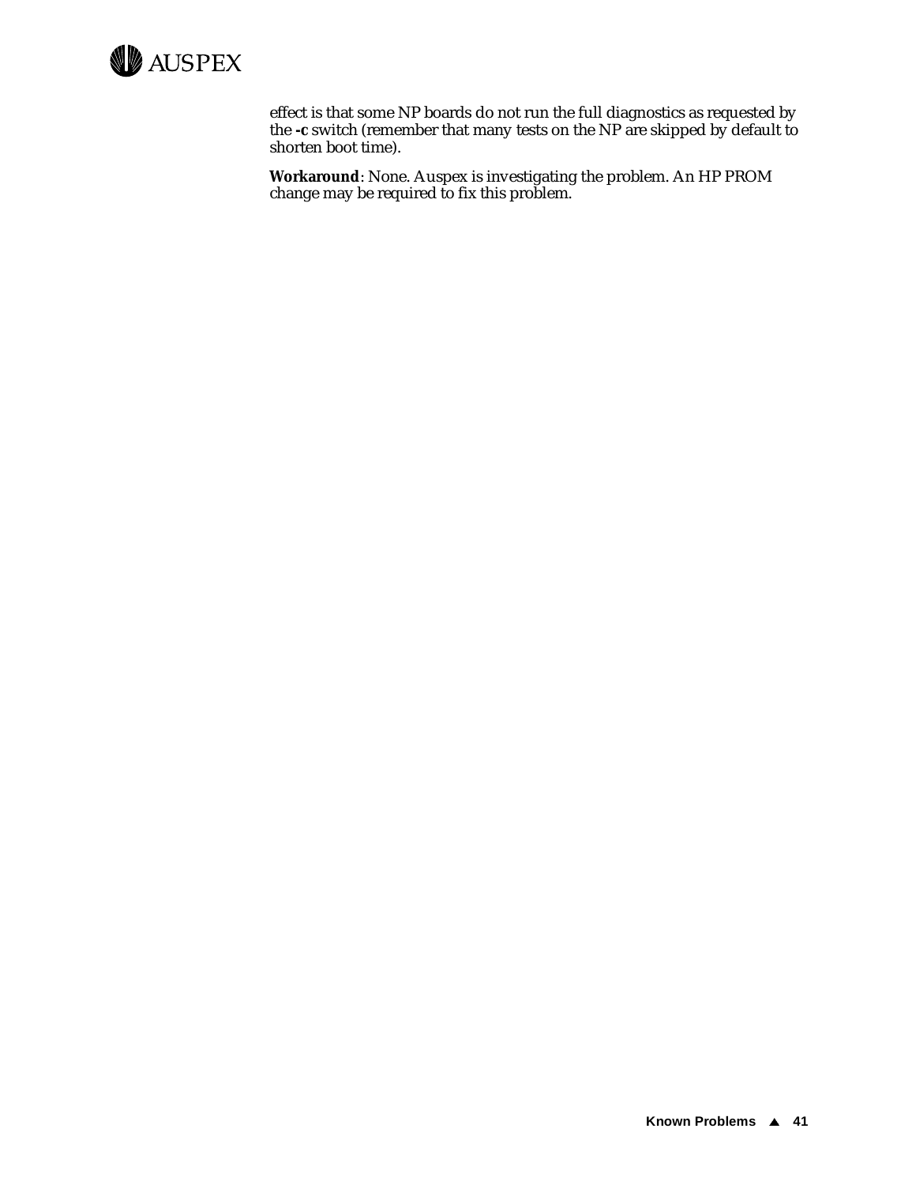effect is that some NP boards do not run the full diagnostics as requested by the **-c** switch (remember that many tests on the NP are skipped by default to shorten boot time).

**Workaround**: None. Auspex is investigating the problem. An HP PROM change may be required to fix this problem.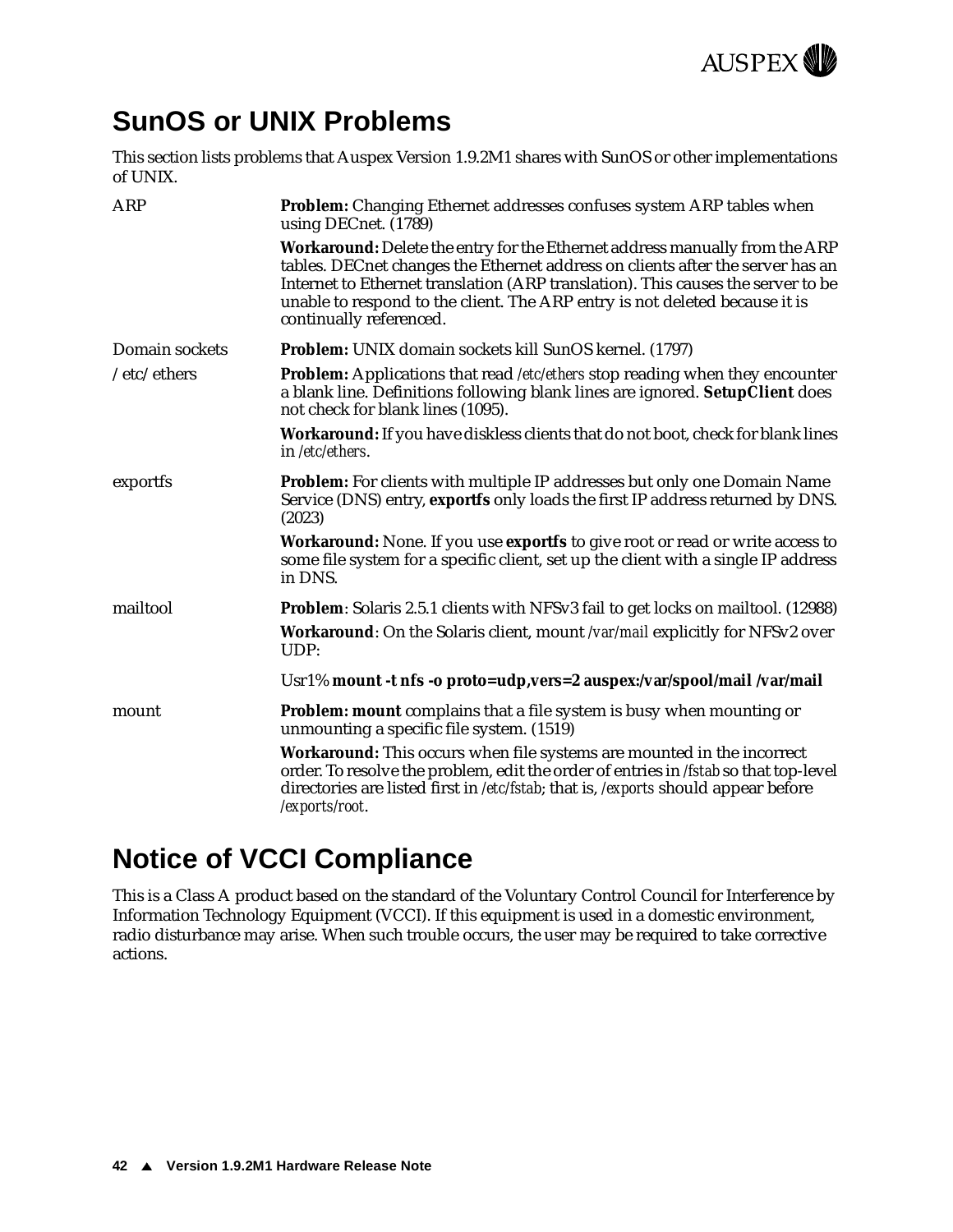## SunOS or UNIX Problems

This section lists problems that Auspex Version 1.9.2M1 shares with SunOS or other implementations of UNIX.

ARP

**Problem:** Changing Ethernet addresses confuses system ARP tables when using DECnet. (1789)

**Workaround:** Delete the entry for the Ethernet address manually from the ARP tables. DECnet changes the Ethernet address on clients after the server has an Internet to Ethernet translation (ARP translation). This causes the server to be unable to respond to the client. The ARP entry is not deleted because it is continually referenced.

Domain sockets

**Problem:** UNIX domain sockets kill SunOS kernel. (1797)

/etc/ethers

**Problem:** Applications that read */etc/ethers* stop reading when they encounter a blank line. Definitions following blank lines are ignored. **SetupClient** does not check for blank lines (1095).

**Workaround:** If you have diskless clients that do not boot, check for blank lines in */etc/ethers*.

exportfs

**Problem:** For clients with multiple IP addresses but only one Domain Name Service (DNS) entry, **exportfs** only loads the first IP address returned by DNS. (2023)

**Workaround:** None. If you use **exportfs** to give root or read or write access to some file system for a specific client, set up the client with a single IP address in DNS.

mailtool

**Problem**: Solaris 2.5.1 clients with NFSv3 fail to get locks on mailtool. (12988)

**Workaround**: On the Solaris client, mount */var/mail* explicitly for NFSv2 over UDP:

Usr1% **mount -t nfs -o proto=udp,vers=2 auspex:/var/spool/mail /var/mail**

mount

**Problem: mount** complains that a file system is busy when mounting or unmounting a specific file system. (1519)

**Workaround:** This occurs when file systems are mounted in the incorrect order. To resolve the problem, edit the order of entries in */fstab* so that top-level directories are listed first in */etc/fstab*; that is, */exports* should appear before */exports/root*.

## Notice of VCCI Compliance

This is a Class A product based on the standard of the Voluntary Control Council for Interference by Information Technology Equipment (VCCI). If this equipment is used in a domestic environment, radio disturbance may arise. When such trouble occurs, the user may be required to take corrective actions.